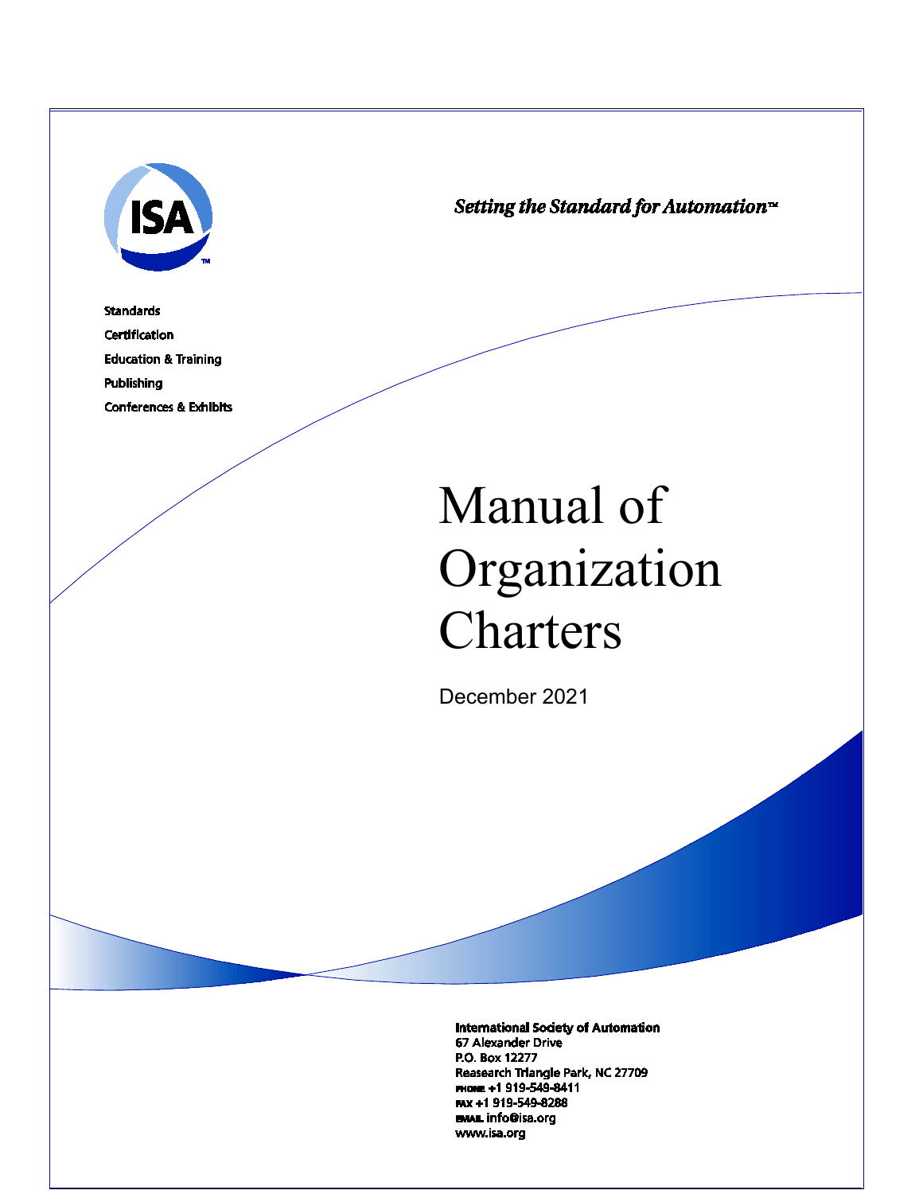ISA

*Setting the Standard for Automation™*

Standards

Certification

Education & Training

Publishing

Conferences & Exhibits

# Manual of Organization Charters

December 2021

**International Society of Automation**
67 Alexander Drive
P.O. Box 12277
Reasearch Triangle Park, NC 27709
PHONE +1 919-549-8411
FAX +1 919-549-8288
EMAIL info@isa.org
www.isa.org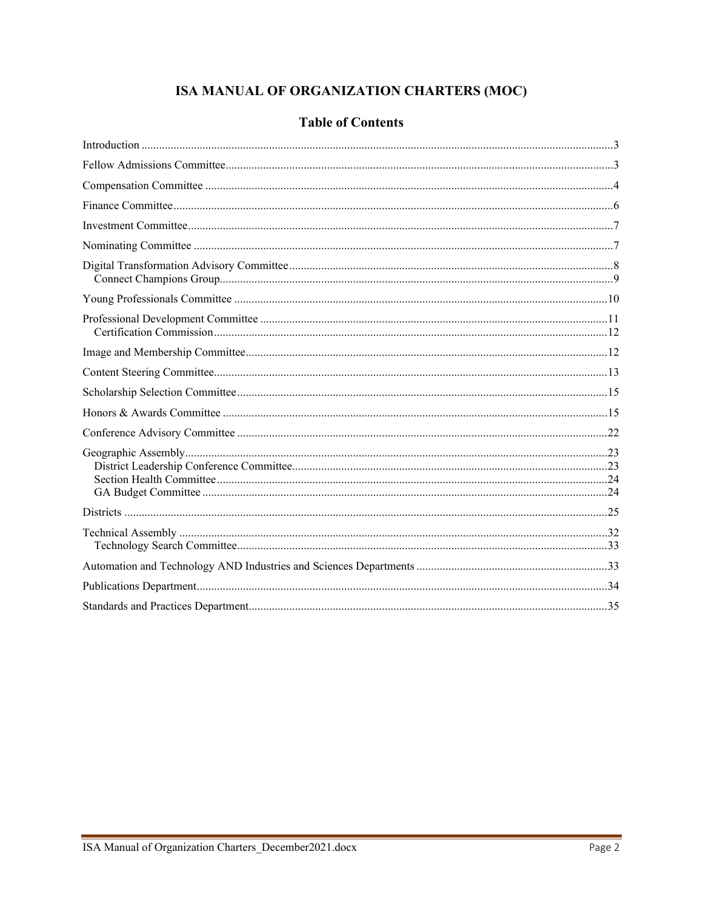# ISA MANUAL OF ORGANIZATION CHARTERS (MOC)

## Table of Contents

Introduction ....................................................................................................................................3

Fellow Admissions Committee........................................................................................................3

Compensation Committee ...............................................................................................................4

Finance Committee..........................................................................................................................6

Investment Committee.....................................................................................................................7

Nominating Committee ..................................................................................................................7

Digital Transformation Advisory Committee.................................................................................8
- Connect Champions Group.........................................................................................................9

Young Professionals Committee ..................................................................................................10

Professional Development Committee .........................................................................................11
- Certification Commission.........................................................................................................12

Image and Membership Committee..............................................................................................12

Content Steering Committee.........................................................................................................13

Scholarship Selection Committee.................................................................................................15

Honors & Awards Committee ......................................................................................................15

Conference Advisory Committee .................................................................................................22

Geographic Assembly...................................................................................................................23
- District Leadership Conference Committee..............................................................................23
- Section Health Committee........................................................................................................24
- GA Budget Committee .............................................................................................................24

Districts ........................................................................................................................................25

Technical Assembly .....................................................................................................................32
- Technology Search Committee.................................................................................................33

Automation and Technology AND Industries and Sciences Departments ....................................33

Publications Department...............................................................................................................34

Standards and Practices Department.............................................................................................35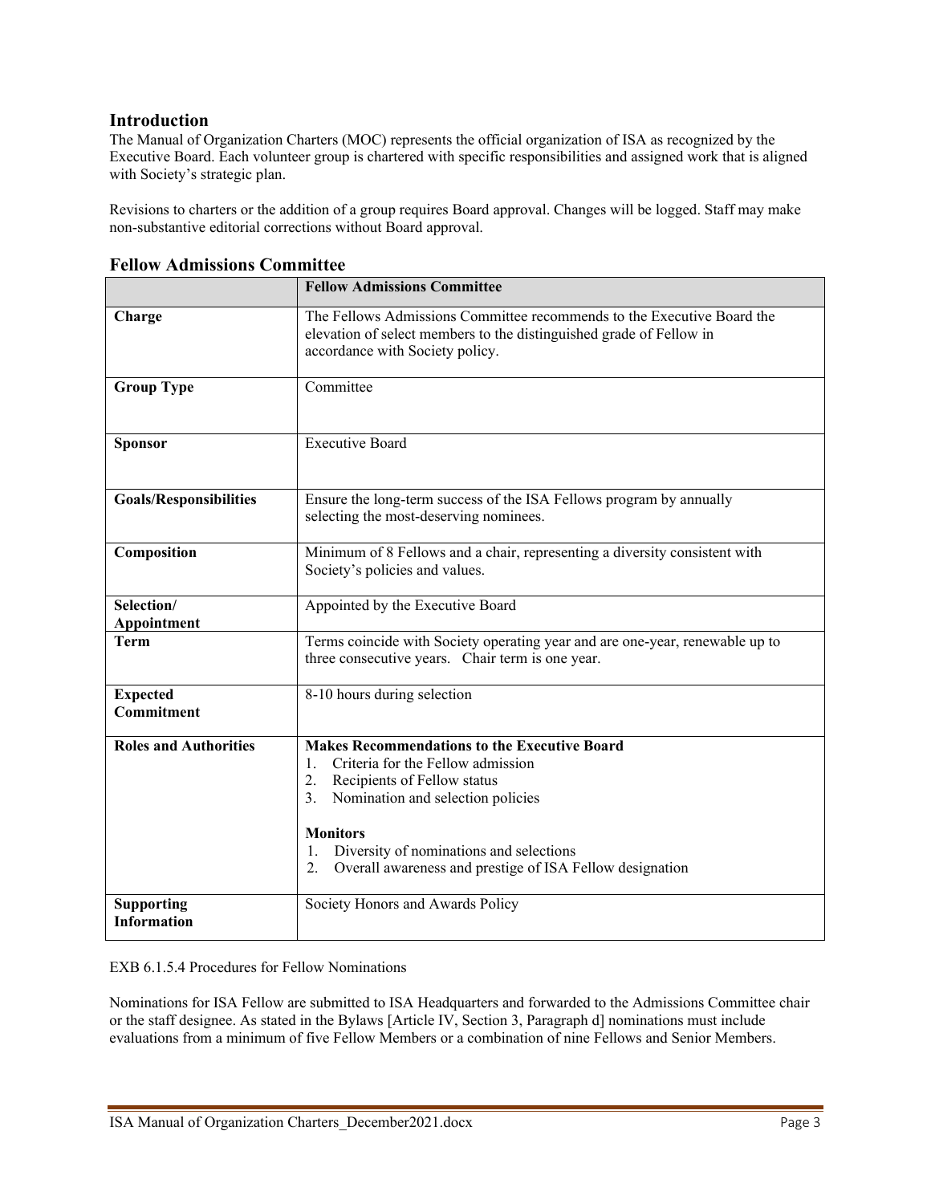## Introduction

The Manual of Organization Charters (MOC) represents the official organization of ISA as recognized by the Executive Board. Each volunteer group is chartered with specific responsibilities and assigned work that is aligned with Society's strategic plan.

Revisions to charters or the addition of a group requires Board approval. Changes will be logged. Staff may make non-substantive editorial corrections without Board approval.

## Fellow Admissions Committee

| | **Fellow Admissions Committee** |
|---|---|
| **Charge** | The Fellows Admissions Committee recommends to the Executive Board the elevation of select members to the distinguished grade of Fellow in accordance with Society policy. |
| **Group Type** | Committee |
| **Sponsor** | Executive Board |
| **Goals/Responsibilities** | Ensure the long-term success of the ISA Fellows program by annually selecting the most-deserving nominees. |
| **Composition** | Minimum of 8 Fellows and a chair, representing a diversity consistent with Society's policies and values. |
| **Selection/ Appointment** | Appointed by the Executive Board |
| **Term** | Terms coincide with Society operating year and are one-year, renewable up to three consecutive years. Chair term is one year. |
| **Expected Commitment** | 8-10 hours during selection |
| **Roles and Authorities** | **Makes Recommendations to the Executive Board**<br>1. Criteria for the Fellow admission<br>2. Recipients of Fellow status<br>3. Nomination and selection policies<br><br>**Monitors**<br>1. Diversity of nominations and selections<br>2. Overall awareness and prestige of ISA Fellow designation |
| **Supporting Information** | Society Honors and Awards Policy |

EXB 6.1.5.4 Procedures for Fellow Nominations

Nominations for ISA Fellow are submitted to ISA Headquarters and forwarded to the Admissions Committee chair or the staff designee. As stated in the Bylaws [Article IV, Section 3, Paragraph d] nominations must include evaluations from a minimum of five Fellow Members or a combination of nine Fellows and Senior Members.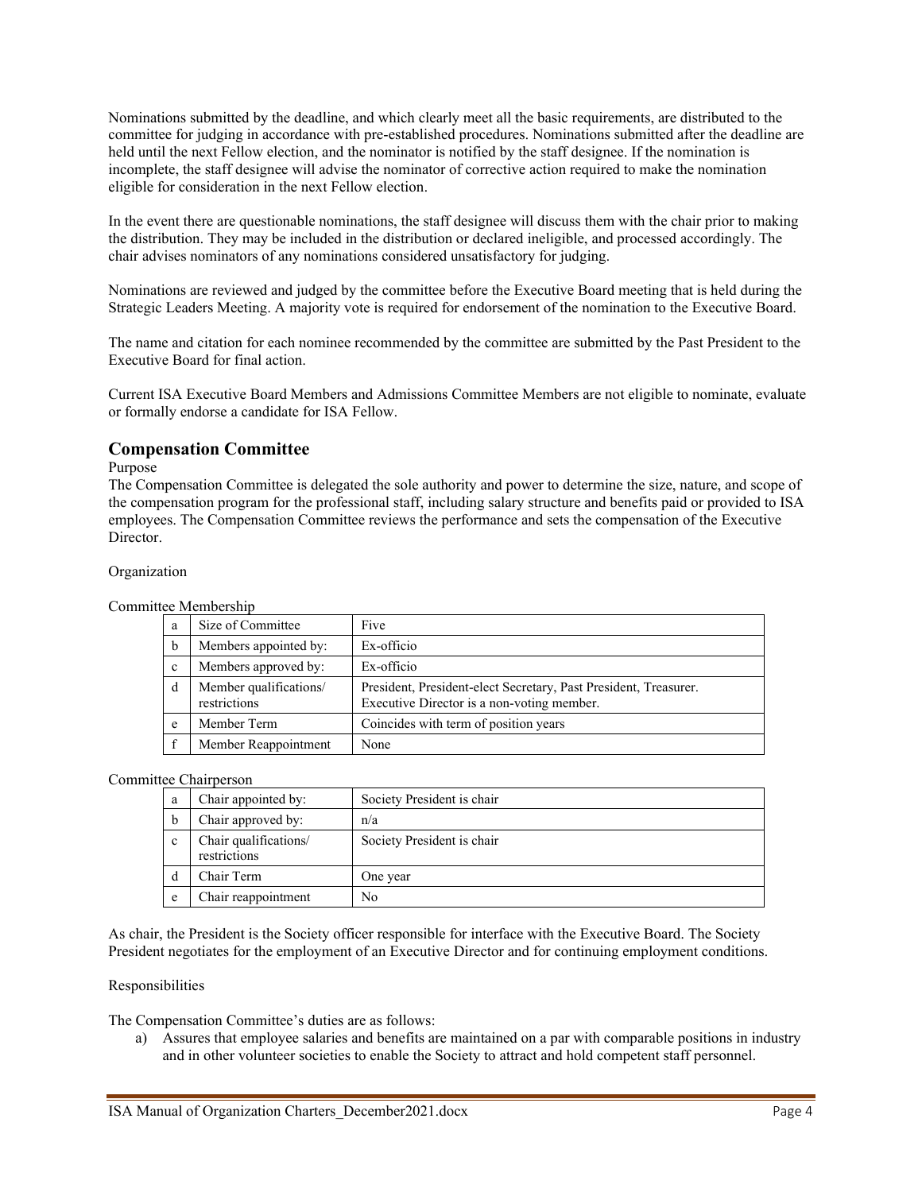Nominations submitted by the deadline, and which clearly meet all the basic requirements, are distributed to the committee for judging in accordance with pre-established procedures. Nominations submitted after the deadline are held until the next Fellow election, and the nominator is notified by the staff designee. If the nomination is incomplete, the staff designee will advise the nominator of corrective action required to make the nomination eligible for consideration in the next Fellow election.

In the event there are questionable nominations, the staff designee will discuss them with the chair prior to making the distribution. They may be included in the distribution or declared ineligible, and processed accordingly. The chair advises nominators of any nominations considered unsatisfactory for judging.

Nominations are reviewed and judged by the committee before the Executive Board meeting that is held during the Strategic Leaders Meeting. A majority vote is required for endorsement of the nomination to the Executive Board.

The name and citation for each nominee recommended by the committee are submitted by the Past President to the Executive Board for final action.

Current ISA Executive Board Members and Admissions Committee Members are not eligible to nominate, evaluate or formally endorse a candidate for ISA Fellow.

## Compensation Committee

Purpose

The Compensation Committee is delegated the sole authority and power to determine the size, nature, and scope of the compensation program for the professional staff, including salary structure and benefits paid or provided to ISA employees. The Compensation Committee reviews the performance and sets the compensation of the Executive Director.

Organization

Committee Membership

| | | |
|---|---|---|
| a | Size of Committee | Five |
| b | Members appointed by: | Ex-officio |
| c | Members approved by: | Ex-officio |
| d | Member qualifications/ restrictions | President, President-elect Secretary, Past President, Treasurer. Executive Director is a non-voting member. |
| e | Member Term | Coincides with term of position years |
| f | Member Reappointment | None |

Committee Chairperson

| | | |
|---|---|---|
| a | Chair appointed by: | Society President is chair |
| b | Chair approved by: | n/a |
| c | Chair qualifications/ restrictions | Society President is chair |
| d | Chair Term | One year |
| e | Chair reappointment | No |

As chair, the President is the Society officer responsible for interface with the Executive Board. The Society President negotiates for the employment of an Executive Director and for continuing employment conditions.

Responsibilities

The Compensation Committee's duties are as follows:

a) Assures that employee salaries and benefits are maintained on a par with comparable positions in industry and in other volunteer societies to enable the Society to attract and hold competent staff personnel.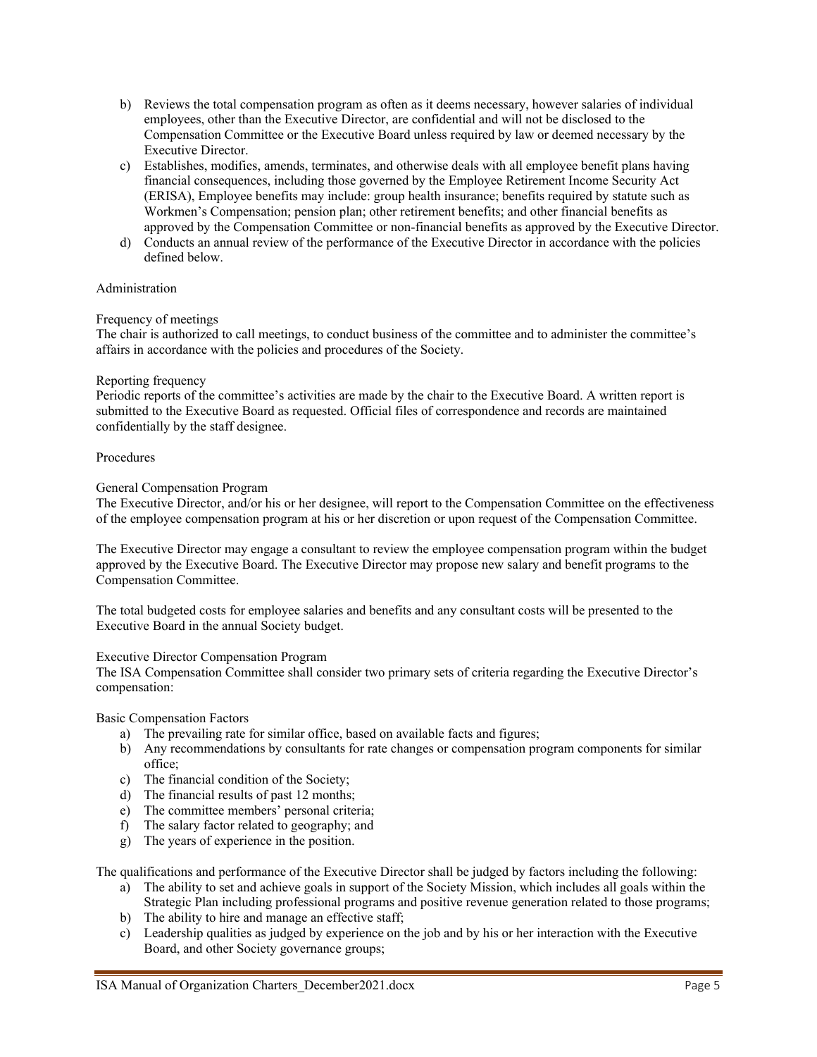b) Reviews the total compensation program as often as it deems necessary, however salaries of individual employees, other than the Executive Director, are confidential and will not be disclosed to the Compensation Committee or the Executive Board unless required by law or deemed necessary by the Executive Director.

c) Establishes, modifies, amends, terminates, and otherwise deals with all employee benefit plans having financial consequences, including those governed by the Employee Retirement Income Security Act (ERISA), Employee benefits may include: group health insurance; benefits required by statute such as Workmen's Compensation; pension plan; other retirement benefits; and other financial benefits as approved by the Compensation Committee or non-financial benefits as approved by the Executive Director.

d) Conducts an annual review of the performance of the Executive Director in accordance with the policies defined below.

Administration

Frequency of meetings

The chair is authorized to call meetings, to conduct business of the committee and to administer the committee's affairs in accordance with the policies and procedures of the Society.

Reporting frequency

Periodic reports of the committee's activities are made by the chair to the Executive Board. A written report is submitted to the Executive Board as requested. Official files of correspondence and records are maintained confidentially by the staff designee.

Procedures

General Compensation Program

The Executive Director, and/or his or her designee, will report to the Compensation Committee on the effectiveness of the employee compensation program at his or her discretion or upon request of the Compensation Committee.

The Executive Director may engage a consultant to review the employee compensation program within the budget approved by the Executive Board. The Executive Director may propose new salary and benefit programs to the Compensation Committee.

The total budgeted costs for employee salaries and benefits and any consultant costs will be presented to the Executive Board in the annual Society budget.

Executive Director Compensation Program

The ISA Compensation Committee shall consider two primary sets of criteria regarding the Executive Director's compensation:

Basic Compensation Factors

a) The prevailing rate for similar office, based on available facts and figures;
b) Any recommendations by consultants for rate changes or compensation program components for similar office;
c) The financial condition of the Society;
d) The financial results of past 12 months;
e) The committee members' personal criteria;
f) The salary factor related to geography; and
g) The years of experience in the position.

The qualifications and performance of the Executive Director shall be judged by factors including the following:

a) The ability to set and achieve goals in support of the Society Mission, which includes all goals within the Strategic Plan including professional programs and positive revenue generation related to those programs;
b) The ability to hire and manage an effective staff;
c) Leadership qualities as judged by experience on the job and by his or her interaction with the Executive Board, and other Society governance groups;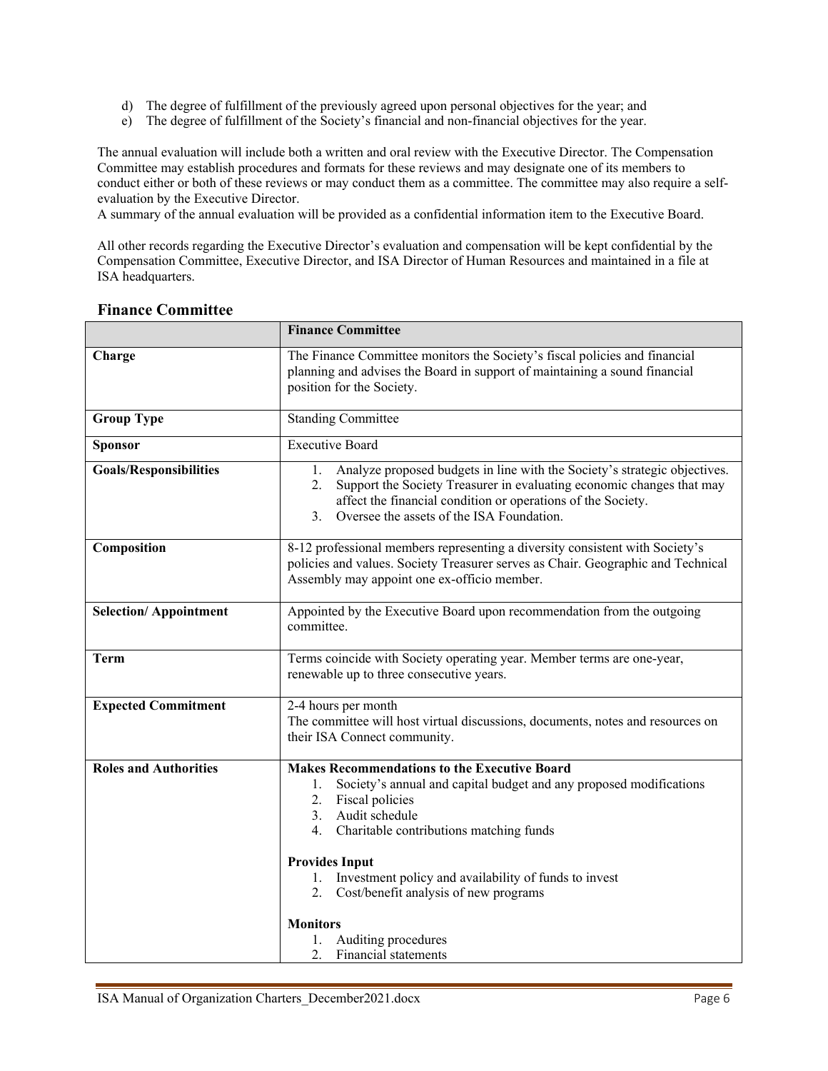d) The degree of fulfillment of the previously agreed upon personal objectives for the year; and
e) The degree of fulfillment of the Society's financial and non-financial objectives for the year.

The annual evaluation will include both a written and oral review with the Executive Director. The Compensation Committee may establish procedures and formats for these reviews and may designate one of its members to conduct either or both of these reviews or may conduct them as a committee. The committee may also require a self-evaluation by the Executive Director.
A summary of the annual evaluation will be provided as a confidential information item to the Executive Board.

All other records regarding the Executive Director's evaluation and compensation will be kept confidential by the Compensation Committee, Executive Director, and ISA Director of Human Resources and maintained in a file at ISA headquarters.

## Finance Committee

| | **Finance Committee** |
|---|---|
| **Charge** | The Finance Committee monitors the Society's fiscal policies and financial planning and advises the Board in support of maintaining a sound financial position for the Society. |
| **Group Type** | Standing Committee |
| **Sponsor** | Executive Board |
| **Goals/Responsibilities** | 1. Analyze proposed budgets in line with the Society's strategic objectives.<br>2. Support the Society Treasurer in evaluating economic changes that may affect the financial condition or operations of the Society.<br>3. Oversee the assets of the ISA Foundation. |
| **Composition** | 8-12 professional members representing a diversity consistent with Society's policies and values. Society Treasurer serves as Chair. Geographic and Technical Assembly may appoint one ex-officio member. |
| **Selection/ Appointment** | Appointed by the Executive Board upon recommendation from the outgoing committee. |
| **Term** | Terms coincide with Society operating year. Member terms are one-year, renewable up to three consecutive years. |
| **Expected Commitment** | 2-4 hours per month<br>The committee will host virtual discussions, documents, notes and resources on their ISA Connect community. |
| **Roles and Authorities** | **Makes Recommendations to the Executive Board**<br>1. Society's annual and capital budget and any proposed modifications<br>2. Fiscal policies<br>3. Audit schedule<br>4. Charitable contributions matching funds<br><br>**Provides Input**<br>1. Investment policy and availability of funds to invest<br>2. Cost/benefit analysis of new programs<br><br>**Monitors**<br>1. Auditing procedures<br>2. Financial statements |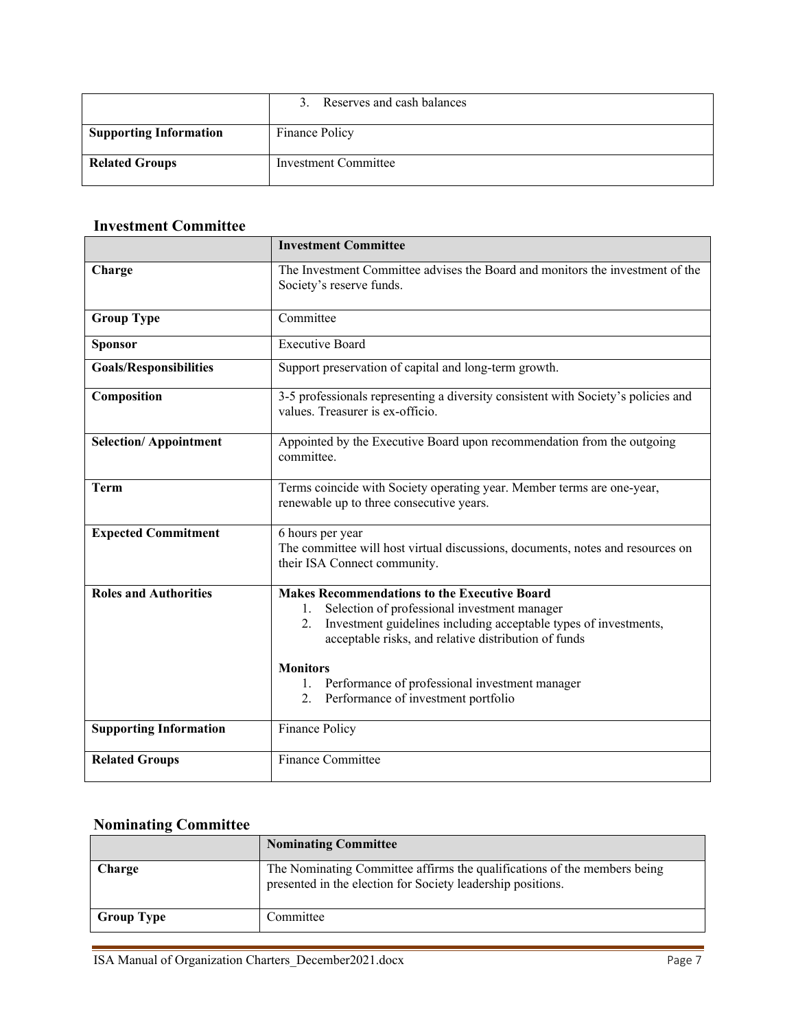| | 3. Reserves and cash balances |
|---|---|
| **Supporting Information** | Finance Policy |
| **Related Groups** | Investment Committee |

## Investment Committee

| | **Investment Committee** |
|---|---|
| **Charge** | The Investment Committee advises the Board and monitors the investment of the Society's reserve funds. |
| **Group Type** | Committee |
| **Sponsor** | Executive Board |
| **Goals/Responsibilities** | Support preservation of capital and long-term growth. |
| **Composition** | 3-5 professionals representing a diversity consistent with Society's policies and values. Treasurer is ex-officio. |
| **Selection/ Appointment** | Appointed by the Executive Board upon recommendation from the outgoing committee. |
| **Term** | Terms coincide with Society operating year. Member terms are one-year, renewable up to three consecutive years. |
| **Expected Commitment** | 6 hours per year<br>The committee will host virtual discussions, documents, notes and resources on their ISA Connect community. |
| **Roles and Authorities** | **Makes Recommendations to the Executive Board**<br>1. Selection of professional investment manager<br>2. Investment guidelines including acceptable types of investments, acceptable risks, and relative distribution of funds<br><br>**Monitors**<br>1. Performance of professional investment manager<br>2. Performance of investment portfolio |
| **Supporting Information** | Finance Policy |
| **Related Groups** | Finance Committee |

## Nominating Committee

| | **Nominating Committee** |
|---|---|
| **Charge** | The Nominating Committee affirms the qualifications of the members being presented in the election for Society leadership positions. |
| **Group Type** | Committee |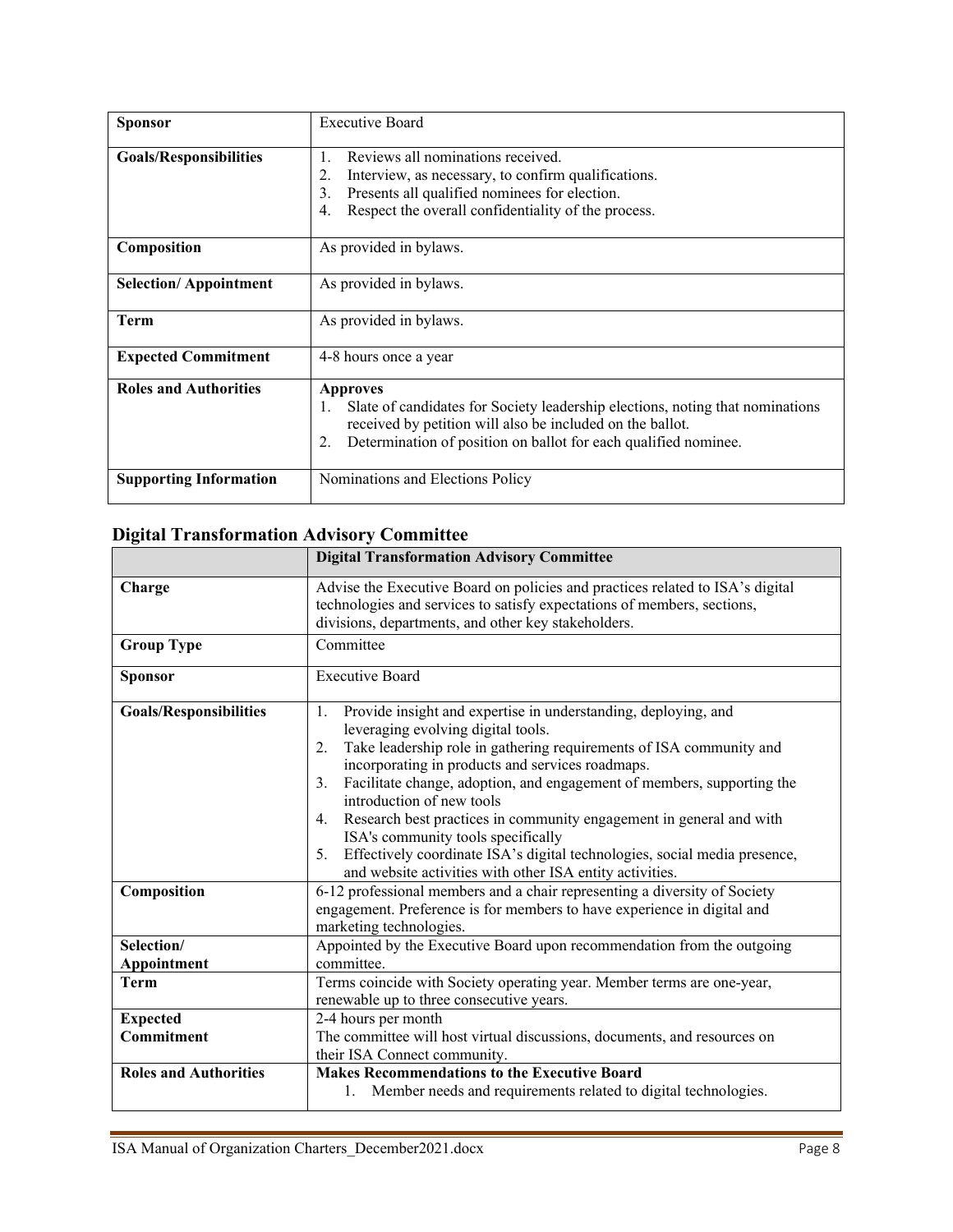| | |
|---|---|
| **Sponsor** | Executive Board |
| **Goals/Responsibilities** | 1. Reviews all nominations received.<br>2. Interview, as necessary, to confirm qualifications.<br>3. Presents all qualified nominees for election.<br>4. Respect the overall confidentiality of the process. |
| **Composition** | As provided in bylaws. |
| **Selection/ Appointment** | As provided in bylaws. |
| **Term** | As provided in bylaws. |
| **Expected Commitment** | 4-8 hours once a year |
| **Roles and Authorities** | **Approves**<br>1. Slate of candidates for Society leadership elections, noting that nominations received by petition will also be included on the ballot.<br>2. Determination of position on ballot for each qualified nominee. |
| **Supporting Information** | Nominations and Elections Policy |

## Digital Transformation Advisory Committee

| | **Digital Transformation Advisory Committee** |
|---|---|
| **Charge** | Advise the Executive Board on policies and practices related to ISA's digital technologies and services to satisfy expectations of members, sections, divisions, departments, and other key stakeholders. |
| **Group Type** | Committee |
| **Sponsor** | Executive Board |
| **Goals/Responsibilities** | 1. Provide insight and expertise in understanding, deploying, and leveraging evolving digital tools.<br>2. Take leadership role in gathering requirements of ISA community and incorporating in products and services roadmaps.<br>3. Facilitate change, adoption, and engagement of members, supporting the introduction of new tools<br>4. Research best practices in community engagement in general and with ISA's community tools specifically<br>5. Effectively coordinate ISA's digital technologies, social media presence, and website activities with other ISA entity activities. |
| **Composition** | 6-12 professional members and a chair representing a diversity of Society engagement. Preference is for members to have experience in digital and marketing technologies. |
| **Selection/ Appointment** | Appointed by the Executive Board upon recommendation from the outgoing committee. |
| **Term** | Terms coincide with Society operating year. Member terms are one-year, renewable up to three consecutive years. |
| **Expected Commitment** | 2-4 hours per month<br>The committee will host virtual discussions, documents, and resources on their ISA Connect community. |
| **Roles and Authorities** | **Makes Recommendations to the Executive Board**<br>1. Member needs and requirements related to digital technologies. |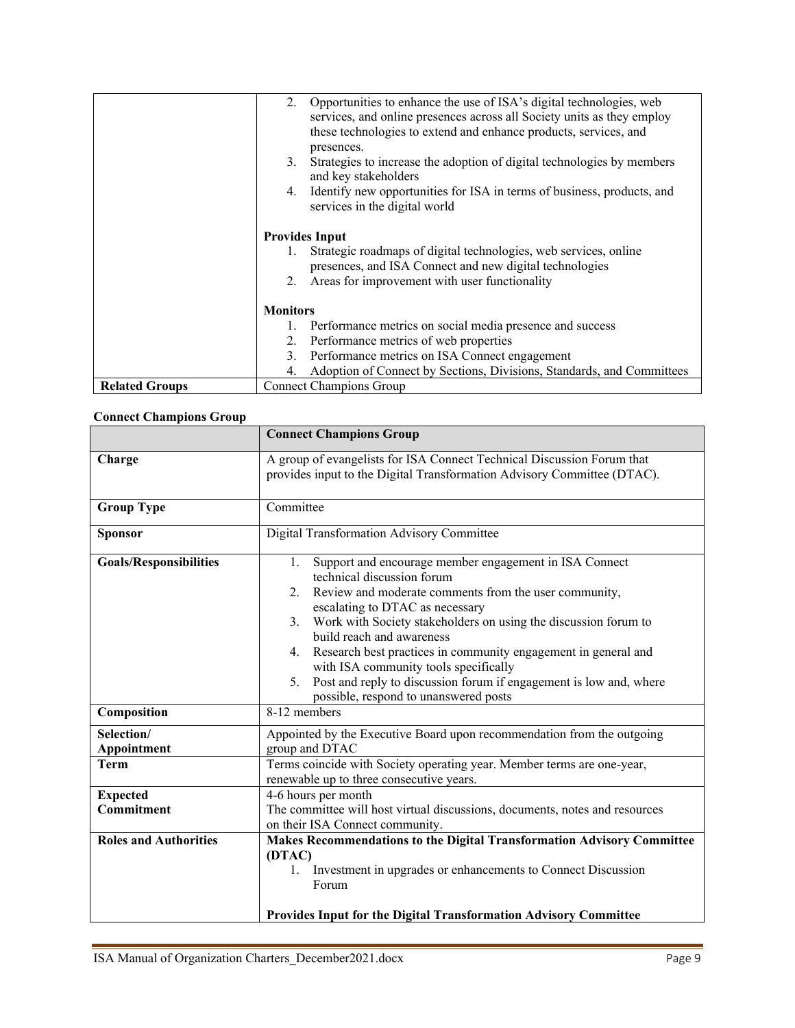| | |
|---|---|
| | 2. Opportunities to enhance the use of ISA's digital technologies, web services, and online presences across all Society units as they employ these technologies to extend and enhance products, services, and presences.<br>3. Strategies to increase the adoption of digital technologies by members and key stakeholders<br>4. Identify new opportunities for ISA in terms of business, products, and services in the digital world<br><br>**Provides Input**<br>1. Strategic roadmaps of digital technologies, web services, online presences, and ISA Connect and new digital technologies<br>2. Areas for improvement with user functionality<br><br>**Monitors**<br>1. Performance metrics on social media presence and success<br>2. Performance metrics of web properties<br>3. Performance metrics on ISA Connect engagement<br>4. Adoption of Connect by Sections, Divisions, Standards, and Committees |
| **Related Groups** | Connect Champions Group |

**Connect Champions Group**

| | **Connect Champions Group** |
|---|---|
| **Charge** | A group of evangelists for ISA Connect Technical Discussion Forum that provides input to the Digital Transformation Advisory Committee (DTAC). |
| **Group Type** | Committee |
| **Sponsor** | Digital Transformation Advisory Committee |
| **Goals/Responsibilities** | 1. Support and encourage member engagement in ISA Connect technical discussion forum<br>2. Review and moderate comments from the user community, escalating to DTAC as necessary<br>3. Work with Society stakeholders on using the discussion forum to build reach and awareness<br>4. Research best practices in community engagement in general and with ISA community tools specifically<br>5. Post and reply to discussion forum if engagement is low and, where possible, respond to unanswered posts |
| **Composition** | 8-12 members |
| **Selection/ Appointment** | Appointed by the Executive Board upon recommendation from the outgoing group and DTAC |
| **Term** | Terms coincide with Society operating year. Member terms are one-year, renewable up to three consecutive years. |
| **Expected Commitment** | 4-6 hours per month<br>The committee will host virtual discussions, documents, notes and resources on their ISA Connect community. |
| **Roles and Authorities** | **Makes Recommendations to the Digital Transformation Advisory Committee (DTAC)**<br>1. Investment in upgrades or enhancements to Connect Discussion Forum<br><br>**Provides Input for the Digital Transformation Advisory Committee** |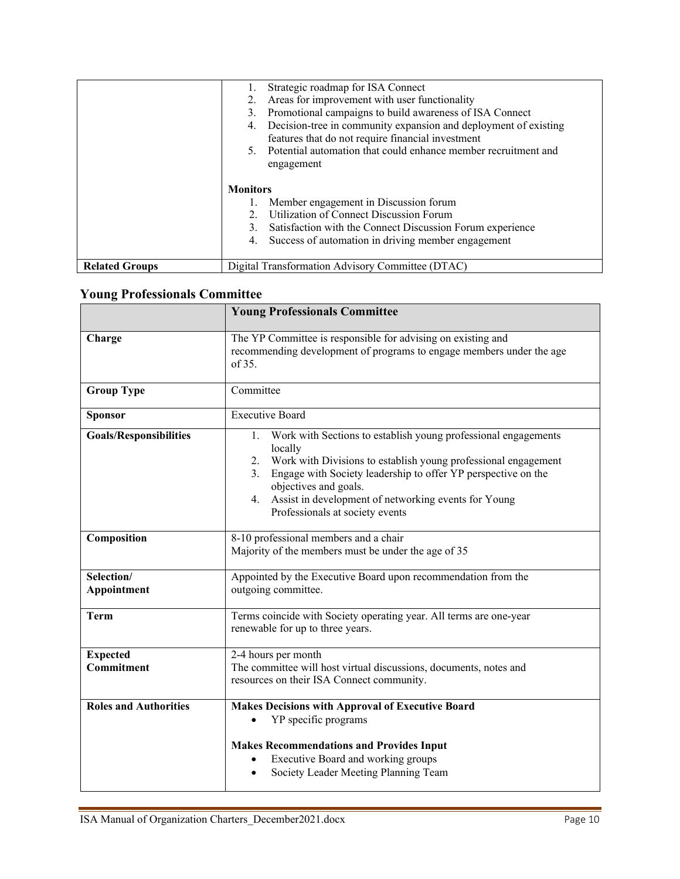|  |  |
|---|---|
|  | 1. Strategic roadmap for ISA Connect<br>2. Areas for improvement with user functionality<br>3. Promotional campaigns to build awareness of ISA Connect<br>4. Decision-tree in community expansion and deployment of existing features that do not require financial investment<br>5. Potential automation that could enhance member recruitment and engagement<br><br>**Monitors**<br>1. Member engagement in Discussion forum<br>2. Utilization of Connect Discussion Forum<br>3. Satisfaction with the Connect Discussion Forum experience<br>4. Success of automation in driving member engagement |
| **Related Groups** | Digital Transformation Advisory Committee (DTAC) |

## Young Professionals Committee

|  | **Young Professionals Committee** |
|---|---|
| **Charge** | The YP Committee is responsible for advising on existing and recommending development of programs to engage members under the age of 35. |
| **Group Type** | Committee |
| **Sponsor** | Executive Board |
| **Goals/Responsibilities** | 1. Work with Sections to establish young professional engagements locally<br>2. Work with Divisions to establish young professional engagement<br>3. Engage with Society leadership to offer YP perspective on the objectives and goals.<br>4. Assist in development of networking events for Young Professionals at society events |
| **Composition** | 8-10 professional members and a chair<br>Majority of the members must be under the age of 35 |
| **Selection/ Appointment** | Appointed by the Executive Board upon recommendation from the outgoing committee. |
| **Term** | Terms coincide with Society operating year. All terms are one-year renewable for up to three years. |
| **Expected Commitment** | 2-4 hours per month<br>The committee will host virtual discussions, documents, notes and resources on their ISA Connect community. |
| **Roles and Authorities** | **Makes Decisions with Approval of Executive Board**<br>• YP specific programs<br><br>**Makes Recommendations and Provides Input**<br>• Executive Board and working groups<br>• Society Leader Meeting Planning Team |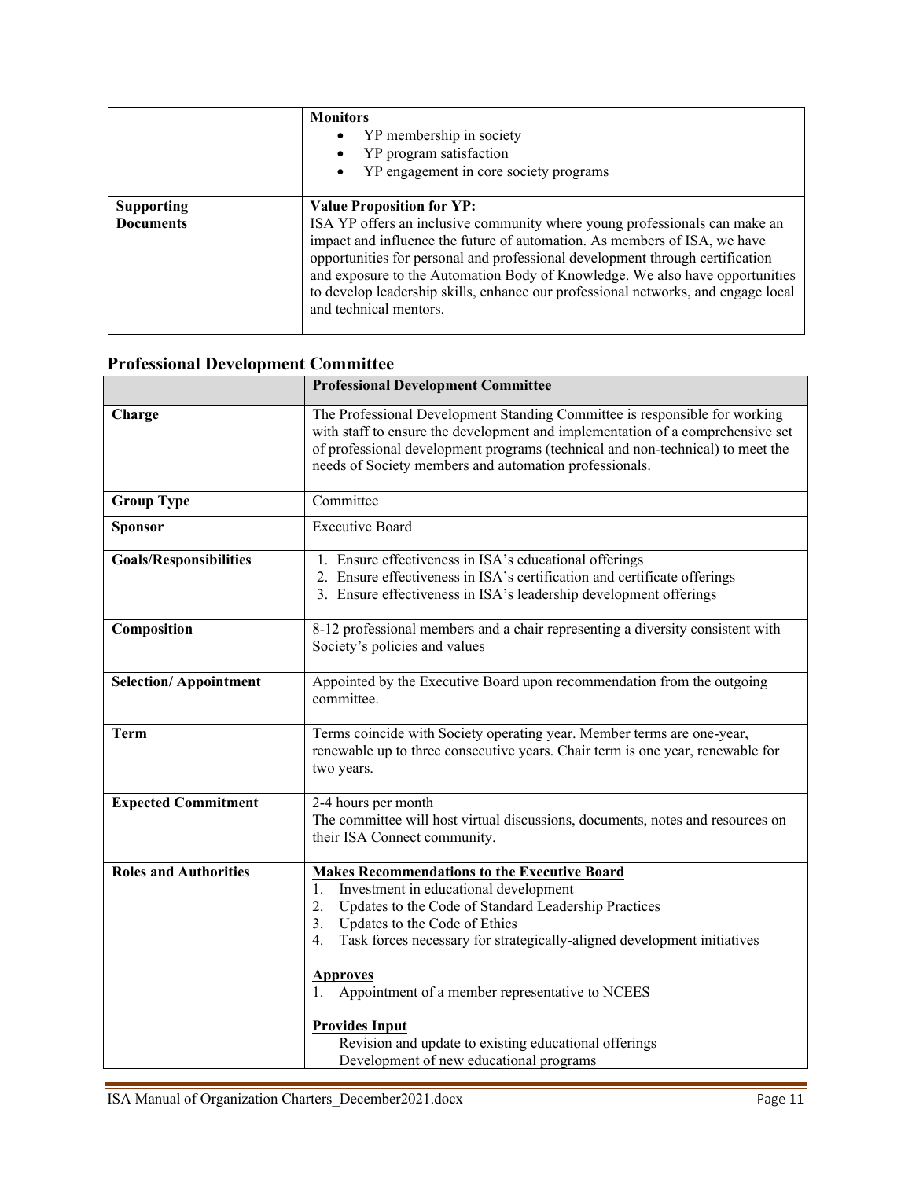| | |
|---|---|
| | **Monitors**<br>• YP membership in society<br>• YP program satisfaction<br>• YP engagement in core society programs |
| **Supporting Documents** | **Value Proposition for YP:**<br>ISA YP offers an inclusive community where young professionals can make an impact and influence the future of automation. As members of ISA, we have opportunities for personal and professional development through certification and exposure to the Automation Body of Knowledge. We also have opportunities to develop leadership skills, enhance our professional networks, and engage local and technical mentors. |

## Professional Development Committee

| | Professional Development Committee |
|---|---|
| **Charge** | The Professional Development Standing Committee is responsible for working with staff to ensure the development and implementation of a comprehensive set of professional development programs (technical and non-technical) to meet the needs of Society members and automation professionals. |
| **Group Type** | Committee |
| **Sponsor** | Executive Board |
| **Goals/Responsibilities** | 1. Ensure effectiveness in ISA's educational offerings<br>2. Ensure effectiveness in ISA's certification and certificate offerings<br>3. Ensure effectiveness in ISA's leadership development offerings |
| **Composition** | 8-12 professional members and a chair representing a diversity consistent with Society's policies and values |
| **Selection/ Appointment** | Appointed by the Executive Board upon recommendation from the outgoing committee. |
| **Term** | Terms coincide with Society operating year. Member terms are one-year, renewable up to three consecutive years. Chair term is one year, renewable for two years. |
| **Expected Commitment** | 2-4 hours per month<br>The committee will host virtual discussions, documents, notes and resources on their ISA Connect community. |
| **Roles and Authorities** | **Makes Recommendations to the Executive Board**<br>1. Investment in educational development<br>2. Updates to the Code of Standard Leadership Practices<br>3. Updates to the Code of Ethics<br>4. Task forces necessary for strategically-aligned development initiatives<br><br>**Approves**<br>1. Appointment of a member representative to NCEES<br><br>**Provides Input**<br>Revision and update to existing educational offerings<br>Development of new educational programs |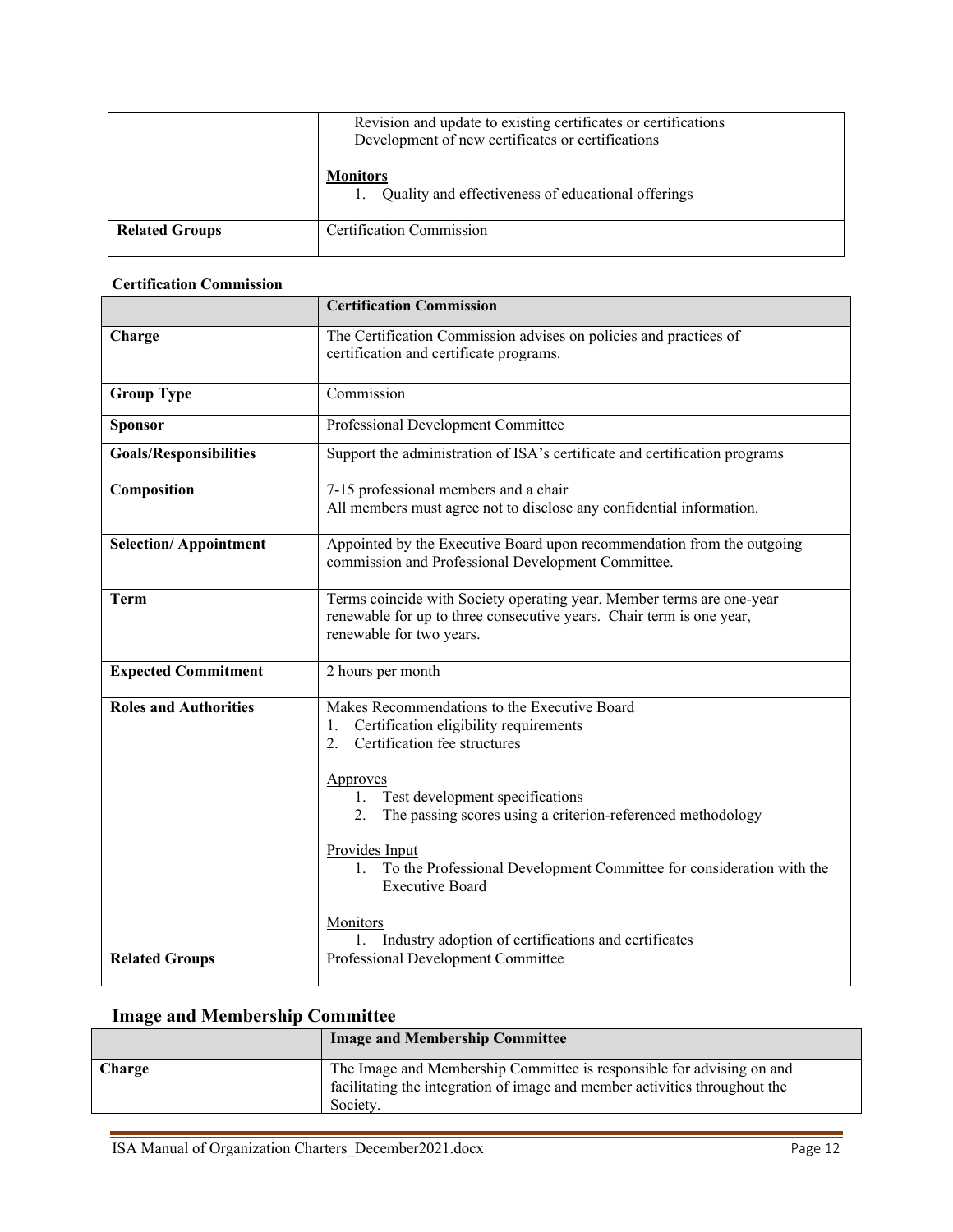| | |
|---|---|
| | Revision and update to existing certificates or certifications<br>Development of new certificates or certifications<br><br>**Monitors**<br>1. Quality and effectiveness of educational offerings |
| **Related Groups** | Certification Commission |

**Certification Commission**

| | **Certification Commission** |
|---|---|
| **Charge** | The Certification Commission advises on policies and practices of certification and certificate programs. |
| **Group Type** | Commission |
| **Sponsor** | Professional Development Committee |
| **Goals/Responsibilities** | Support the administration of ISA's certificate and certification programs |
| **Composition** | 7-15 professional members and a chair<br>All members must agree not to disclose any confidential information. |
| **Selection/ Appointment** | Appointed by the Executive Board upon recommendation from the outgoing commission and Professional Development Committee. |
| **Term** | Terms coincide with Society operating year. Member terms are one-year renewable for up to three consecutive years. Chair term is one year, renewable for two years. |
| **Expected Commitment** | 2 hours per month |
| **Roles and Authorities** | Makes Recommendations to the Executive Board<br>1. Certification eligibility requirements<br>2. Certification fee structures<br><br>Approves<br>1. Test development specifications<br>2. The passing scores using a criterion-referenced methodology<br><br>Provides Input<br>1. To the Professional Development Committee for consideration with the Executive Board<br><br>Monitors<br>1. Industry adoption of certifications and certificates |
| **Related Groups** | Professional Development Committee |

## Image and Membership Committee

| | **Image and Membership Committee** |
|---|---|
| **Charge** | The Image and Membership Committee is responsible for advising on and facilitating the integration of image and member activities throughout the Society. |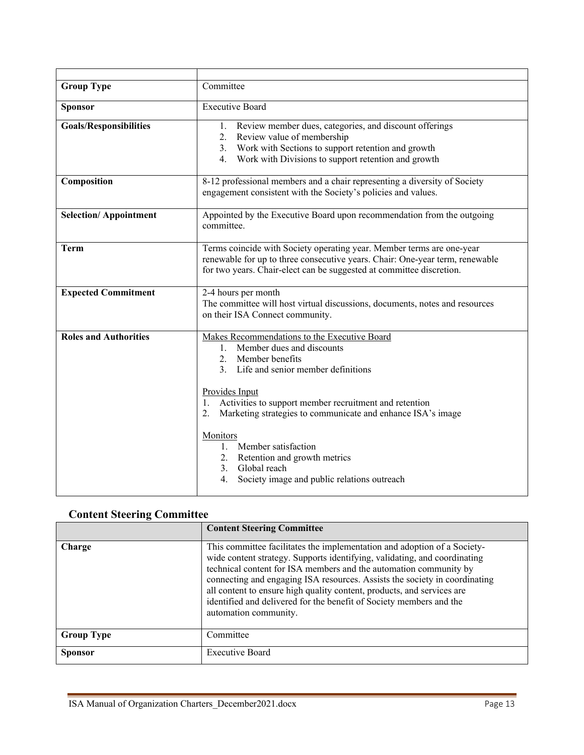| | |
|---|---|
| **Group Type** | Committee |
| **Sponsor** | Executive Board |
| **Goals/Responsibilities** | 1. Review member dues, categories, and discount offerings<br>2. Review value of membership<br>3. Work with Sections to support retention and growth<br>4. Work with Divisions to support retention and growth |
| **Composition** | 8-12 professional members and a chair representing a diversity of Society engagement consistent with the Society's policies and values. |
| **Selection/ Appointment** | Appointed by the Executive Board upon recommendation from the outgoing committee. |
| **Term** | Terms coincide with Society operating year. Member terms are one-year renewable for up to three consecutive years. Chair: One-year term, renewable for two years. Chair-elect can be suggested at committee discretion. |
| **Expected Commitment** | 2-4 hours per month<br>The committee will host virtual discussions, documents, notes and resources on their ISA Connect community. |
| **Roles and Authorities** | Makes Recommendations to the Executive Board<br>1. Member dues and discounts<br>2. Member benefits<br>3. Life and senior member definitions<br><br>Provides Input<br>1. Activities to support member recruitment and retention<br>2. Marketing strategies to communicate and enhance ISA's image<br><br>Monitors<br>1. Member satisfaction<br>2. Retention and growth metrics<br>3. Global reach<br>4. Society image and public relations outreach |

## Content Steering Committee

| | **Content Steering Committee** |
|---|---|
| **Charge** | This committee facilitates the implementation and adoption of a Society-wide content strategy. Supports identifying, validating, and coordinating technical content for ISA members and the automation community by connecting and engaging ISA resources. Assists the society in coordinating all content to ensure high quality content, products, and services are identified and delivered for the benefit of Society members and the automation community. |
| **Group Type** | Committee |
| **Sponsor** | Executive Board |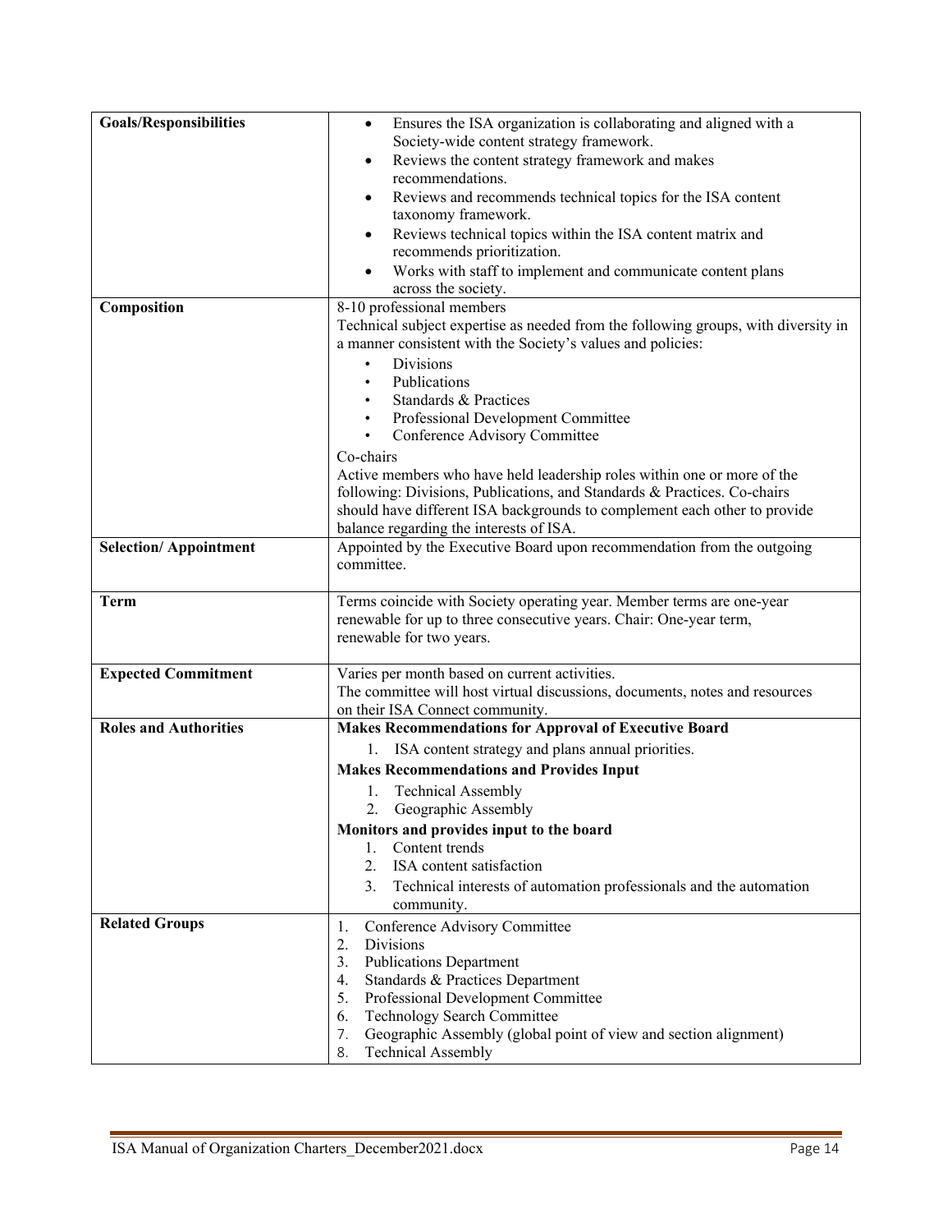| | |
|---|---|
| **Goals/Responsibilities** | • Ensures the ISA organization is collaborating and aligned with a Society-wide content strategy framework.<br>• Reviews the content strategy framework and makes recommendations.<br>• Reviews and recommends technical topics for the ISA content taxonomy framework.<br>• Reviews technical topics within the ISA content matrix and recommends prioritization.<br>• Works with staff to implement and communicate content plans across the society. |
| **Composition** | 8-10 professional members<br>Technical subject expertise as needed from the following groups, with diversity in a manner consistent with the Society's values and policies:<br>• Divisions<br>• Publications<br>• Standards & Practices<br>• Professional Development Committee<br>• Conference Advisory Committee<br>Co-chairs<br>Active members who have held leadership roles within one or more of the following: Divisions, Publications, and Standards & Practices. Co-chairs should have different ISA backgrounds to complement each other to provide balance regarding the interests of ISA. |
| **Selection/ Appointment** | Appointed by the Executive Board upon recommendation from the outgoing committee. |
| **Term** | Terms coincide with Society operating year. Member terms are one-year renewable for up to three consecutive years. Chair: One-year term, renewable for two years. |
| **Expected Commitment** | Varies per month based on current activities.<br>The committee will host virtual discussions, documents, notes and resources on their ISA Connect community. |
| **Roles and Authorities** | **Makes Recommendations for Approval of Executive Board**<br>1. ISA content strategy and plans annual priorities.<br>**Makes Recommendations and Provides Input**<br>1. Technical Assembly<br>2. Geographic Assembly<br>**Monitors and provides input to the board**<br>1. Content trends<br>2. ISA content satisfaction<br>3. Technical interests of automation professionals and the automation community. |
| **Related Groups** | 1. Conference Advisory Committee<br>2. Divisions<br>3. Publications Department<br>4. Standards & Practices Department<br>5. Professional Development Committee<br>6. Technology Search Committee<br>7. Geographic Assembly (global point of view and section alignment)<br>8. Technical Assembly |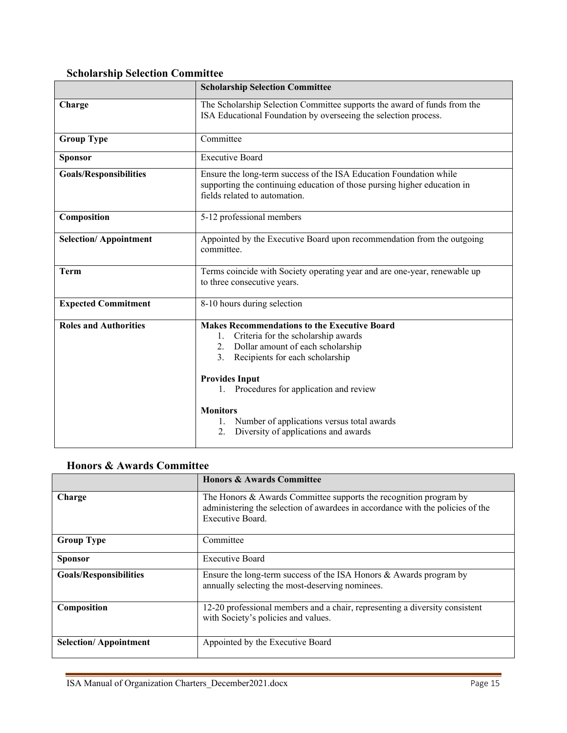## Scholarship Selection Committee

| | Scholarship Selection Committee |
|---|---|
| **Charge** | The Scholarship Selection Committee supports the award of funds from the ISA Educational Foundation by overseeing the selection process. |
| **Group Type** | Committee |
| **Sponsor** | Executive Board |
| **Goals/Responsibilities** | Ensure the long-term success of the ISA Education Foundation while supporting the continuing education of those pursing higher education in fields related to automation. |
| **Composition** | 5-12 professional members |
| **Selection/ Appointment** | Appointed by the Executive Board upon recommendation from the outgoing committee. |
| **Term** | Terms coincide with Society operating year and are one-year, renewable up to three consecutive years. |
| **Expected Commitment** | 8-10 hours during selection |
| **Roles and Authorities** | **Makes Recommendations to the Executive Board**<br>1. Criteria for the scholarship awards<br>2. Dollar amount of each scholarship<br>3. Recipients for each scholarship<br><br>**Provides Input**<br>1. Procedures for application and review<br><br>**Monitors**<br>1. Number of applications versus total awards<br>2. Diversity of applications and awards |

## Honors & Awards Committee

| | Honors & Awards Committee |
|---|---|
| **Charge** | The Honors & Awards Committee supports the recognition program by administering the selection of awardees in accordance with the policies of the Executive Board. |
| **Group Type** | Committee |
| **Sponsor** | Executive Board |
| **Goals/Responsibilities** | Ensure the long-term success of the ISA Honors & Awards program by annually selecting the most-deserving nominees. |
| **Composition** | 12-20 professional members and a chair, representing a diversity consistent with Society's policies and values. |
| **Selection/ Appointment** | Appointed by the Executive Board |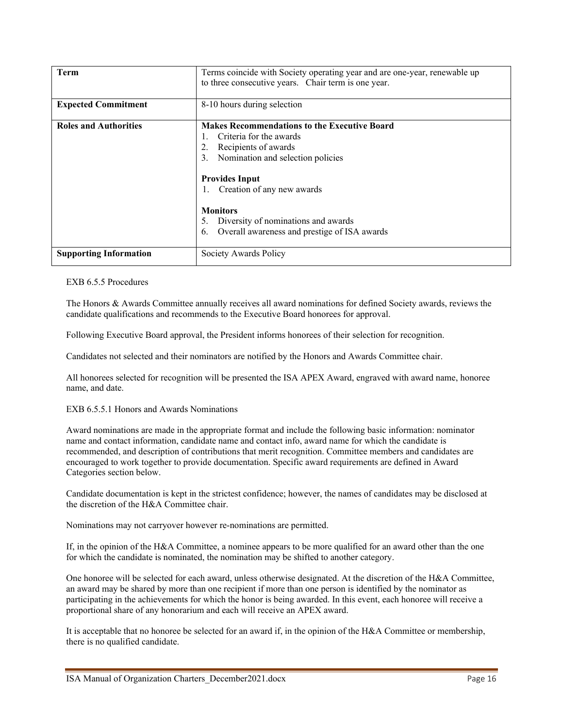| Term | Terms coincide with Society operating year and are one-year, renewable up to three consecutive years. Chair term is one year. |
| --- | --- |
| **Expected Commitment** | 8-10 hours during selection |
| **Roles and Authorities** | **Makes Recommendations to the Executive Board**<br>1. Criteria for the awards<br>2. Recipients of awards<br>3. Nomination and selection policies<br><br>**Provides Input**<br>1. Creation of any new awards<br><br>**Monitors**<br>5. Diversity of nominations and awards<br>6. Overall awareness and prestige of ISA awards |
| **Supporting Information** | Society Awards Policy |

EXB 6.5.5 Procedures

The Honors & Awards Committee annually receives all award nominations for defined Society awards, reviews the candidate qualifications and recommends to the Executive Board honorees for approval.

Following Executive Board approval, the President informs honorees of their selection for recognition.

Candidates not selected and their nominators are notified by the Honors and Awards Committee chair.

All honorees selected for recognition will be presented the ISA APEX Award, engraved with award name, honoree name, and date.

EXB 6.5.5.1 Honors and Awards Nominations

Award nominations are made in the appropriate format and include the following basic information: nominator name and contact information, candidate name and contact info, award name for which the candidate is recommended, and description of contributions that merit recognition. Committee members and candidates are encouraged to work together to provide documentation. Specific award requirements are defined in Award Categories section below.

Candidate documentation is kept in the strictest confidence; however, the names of candidates may be disclosed at the discretion of the H&A Committee chair.

Nominations may not carryover however re-nominations are permitted.

If, in the opinion of the H&A Committee, a nominee appears to be more qualified for an award other than the one for which the candidate is nominated, the nomination may be shifted to another category.

One honoree will be selected for each award, unless otherwise designated. At the discretion of the H&A Committee, an award may be shared by more than one recipient if more than one person is identified by the nominator as participating in the achievements for which the honor is being awarded. In this event, each honoree will receive a proportional share of any honorarium and each will receive an APEX award.

It is acceptable that no honoree be selected for an award if, in the opinion of the H&A Committee or membership, there is no qualified candidate.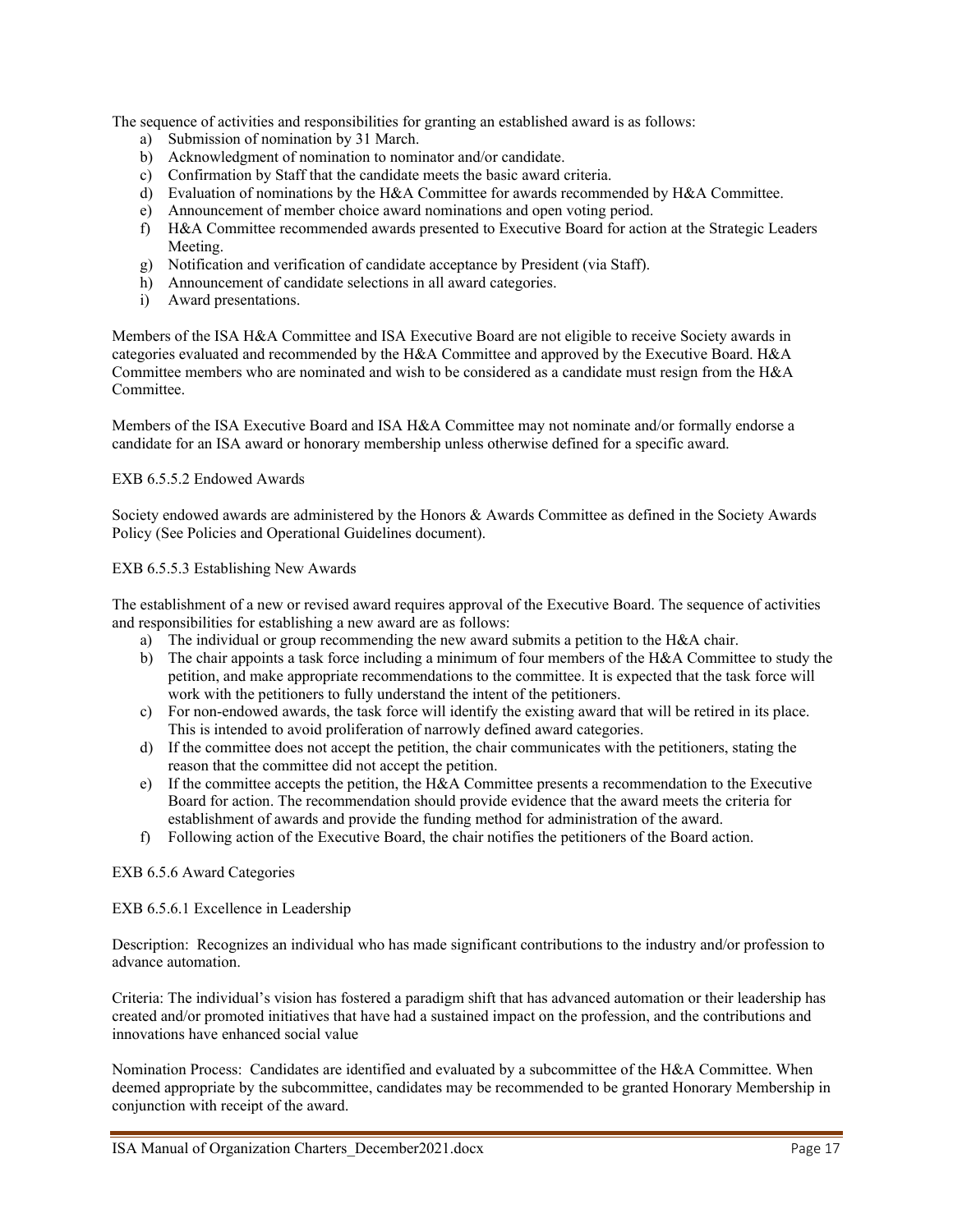The sequence of activities and responsibilities for granting an established award is as follows:

a) Submission of nomination by 31 March.
b) Acknowledgment of nomination to nominator and/or candidate.
c) Confirmation by Staff that the candidate meets the basic award criteria.
d) Evaluation of nominations by the H&A Committee for awards recommended by H&A Committee.
e) Announcement of member choice award nominations and open voting period.
f) H&A Committee recommended awards presented to Executive Board for action at the Strategic Leaders Meeting.
g) Notification and verification of candidate acceptance by President (via Staff).
h) Announcement of candidate selections in all award categories.
i) Award presentations.

Members of the ISA H&A Committee and ISA Executive Board are not eligible to receive Society awards in categories evaluated and recommended by the H&A Committee and approved by the Executive Board. H&A Committee members who are nominated and wish to be considered as a candidate must resign from the H&A Committee.

Members of the ISA Executive Board and ISA H&A Committee may not nominate and/or formally endorse a candidate for an ISA award or honorary membership unless otherwise defined for a specific award.

EXB 6.5.5.2 Endowed Awards

Society endowed awards are administered by the Honors & Awards Committee as defined in the Society Awards Policy (See Policies and Operational Guidelines document).

EXB 6.5.5.3 Establishing New Awards

The establishment of a new or revised award requires approval of the Executive Board. The sequence of activities and responsibilities for establishing a new award are as follows:

a) The individual or group recommending the new award submits a petition to the H&A chair.
b) The chair appoints a task force including a minimum of four members of the H&A Committee to study the petition, and make appropriate recommendations to the committee. It is expected that the task force will work with the petitioners to fully understand the intent of the petitioners.
c) For non-endowed awards, the task force will identify the existing award that will be retired in its place. This is intended to avoid proliferation of narrowly defined award categories.
d) If the committee does not accept the petition, the chair communicates with the petitioners, stating the reason that the committee did not accept the petition.
e) If the committee accepts the petition, the H&A Committee presents a recommendation to the Executive Board for action. The recommendation should provide evidence that the award meets the criteria for establishment of awards and provide the funding method for administration of the award.
f) Following action of the Executive Board, the chair notifies the petitioners of the Board action.

EXB 6.5.6 Award Categories

EXB 6.5.6.1 Excellence in Leadership

Description: Recognizes an individual who has made significant contributions to the industry and/or profession to advance automation.

Criteria: The individual's vision has fostered a paradigm shift that has advanced automation or their leadership has created and/or promoted initiatives that have had a sustained impact on the profession, and the contributions and innovations have enhanced social value

Nomination Process: Candidates are identified and evaluated by a subcommittee of the H&A Committee. When deemed appropriate by the subcommittee, candidates may be recommended to be granted Honorary Membership in conjunction with receipt of the award.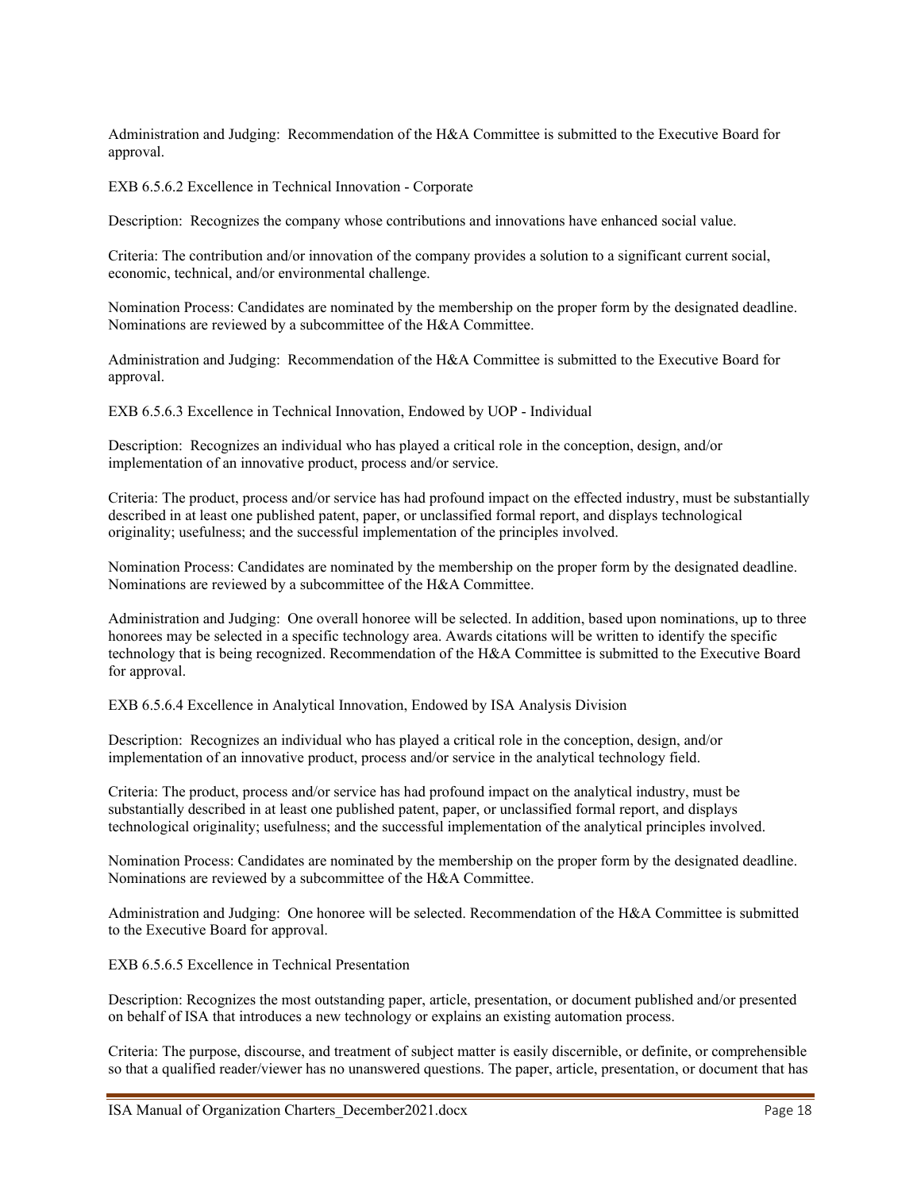Administration and Judging: Recommendation of the H&A Committee is submitted to the Executive Board for approval.

EXB 6.5.6.2 Excellence in Technical Innovation - Corporate

Description: Recognizes the company whose contributions and innovations have enhanced social value.

Criteria: The contribution and/or innovation of the company provides a solution to a significant current social, economic, technical, and/or environmental challenge.

Nomination Process: Candidates are nominated by the membership on the proper form by the designated deadline. Nominations are reviewed by a subcommittee of the H&A Committee.

Administration and Judging: Recommendation of the H&A Committee is submitted to the Executive Board for approval.

EXB 6.5.6.3 Excellence in Technical Innovation, Endowed by UOP - Individual

Description: Recognizes an individual who has played a critical role in the conception, design, and/or implementation of an innovative product, process and/or service.

Criteria: The product, process and/or service has had profound impact on the effected industry, must be substantially described in at least one published patent, paper, or unclassified formal report, and displays technological originality; usefulness; and the successful implementation of the principles involved.

Nomination Process: Candidates are nominated by the membership on the proper form by the designated deadline. Nominations are reviewed by a subcommittee of the H&A Committee.

Administration and Judging: One overall honoree will be selected. In addition, based upon nominations, up to three honorees may be selected in a specific technology area. Awards citations will be written to identify the specific technology that is being recognized. Recommendation of the H&A Committee is submitted to the Executive Board for approval.

EXB 6.5.6.4 Excellence in Analytical Innovation, Endowed by ISA Analysis Division

Description: Recognizes an individual who has played a critical role in the conception, design, and/or implementation of an innovative product, process and/or service in the analytical technology field.

Criteria: The product, process and/or service has had profound impact on the analytical industry, must be substantially described in at least one published patent, paper, or unclassified formal report, and displays technological originality; usefulness; and the successful implementation of the analytical principles involved.

Nomination Process: Candidates are nominated by the membership on the proper form by the designated deadline. Nominations are reviewed by a subcommittee of the H&A Committee.

Administration and Judging: One honoree will be selected. Recommendation of the H&A Committee is submitted to the Executive Board for approval.

EXB 6.5.6.5 Excellence in Technical Presentation

Description: Recognizes the most outstanding paper, article, presentation, or document published and/or presented on behalf of ISA that introduces a new technology or explains an existing automation process.

Criteria: The purpose, discourse, and treatment of subject matter is easily discernible, or definite, or comprehensible so that a qualified reader/viewer has no unanswered questions. The paper, article, presentation, or document that has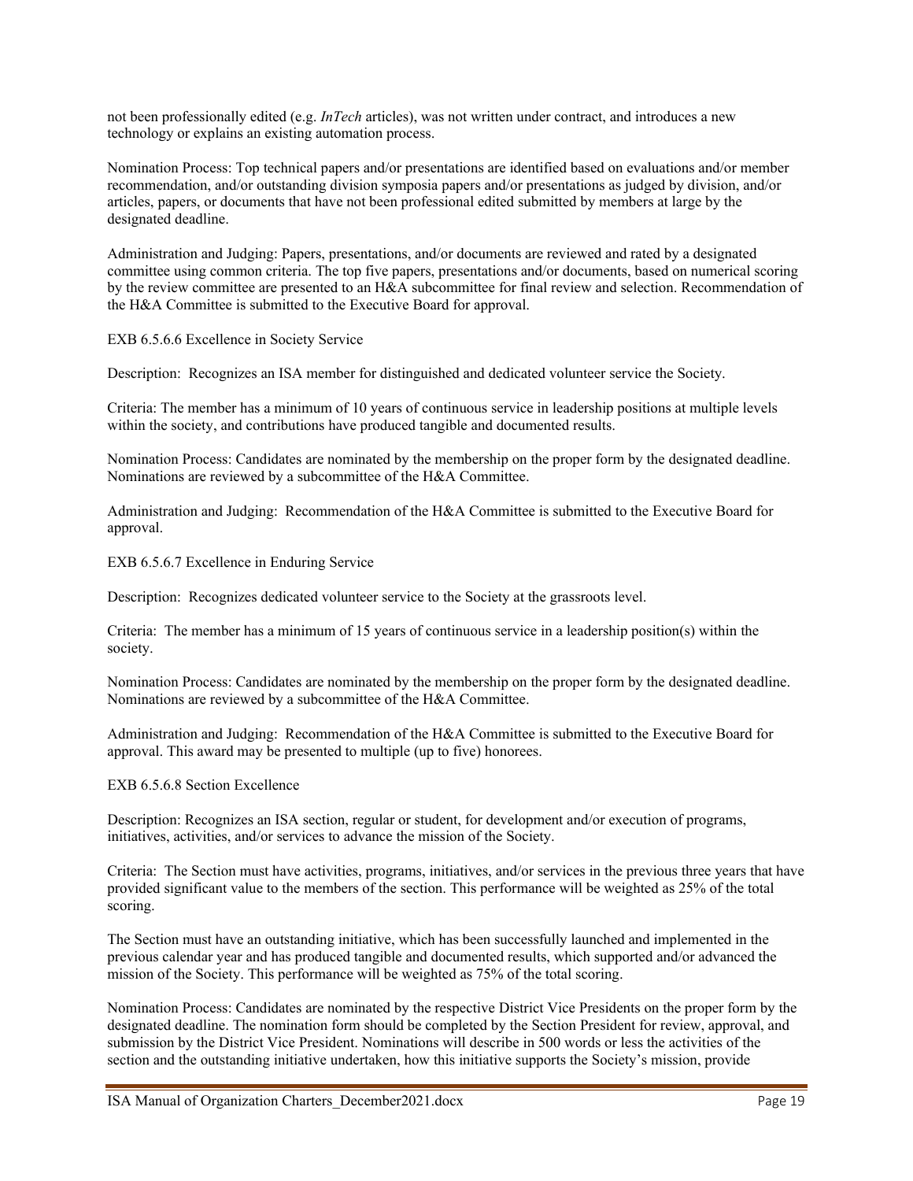not been professionally edited (e.g. *InTech* articles), was not written under contract, and introduces a new technology or explains an existing automation process.

Nomination Process: Top technical papers and/or presentations are identified based on evaluations and/or member recommendation, and/or outstanding division symposia papers and/or presentations as judged by division, and/or articles, papers, or documents that have not been professional edited submitted by members at large by the designated deadline.

Administration and Judging: Papers, presentations, and/or documents are reviewed and rated by a designated committee using common criteria. The top five papers, presentations and/or documents, based on numerical scoring by the review committee are presented to an H&A subcommittee for final review and selection. Recommendation of the H&A Committee is submitted to the Executive Board for approval.

EXB 6.5.6.6 Excellence in Society Service

Description: Recognizes an ISA member for distinguished and dedicated volunteer service the Society.

Criteria: The member has a minimum of 10 years of continuous service in leadership positions at multiple levels within the society, and contributions have produced tangible and documented results.

Nomination Process: Candidates are nominated by the membership on the proper form by the designated deadline. Nominations are reviewed by a subcommittee of the H&A Committee.

Administration and Judging: Recommendation of the H&A Committee is submitted to the Executive Board for approval.

EXB 6.5.6.7 Excellence in Enduring Service

Description: Recognizes dedicated volunteer service to the Society at the grassroots level.

Criteria: The member has a minimum of 15 years of continuous service in a leadership position(s) within the society.

Nomination Process: Candidates are nominated by the membership on the proper form by the designated deadline. Nominations are reviewed by a subcommittee of the H&A Committee.

Administration and Judging: Recommendation of the H&A Committee is submitted to the Executive Board for approval. This award may be presented to multiple (up to five) honorees.

EXB 6.5.6.8 Section Excellence

Description: Recognizes an ISA section, regular or student, for development and/or execution of programs, initiatives, activities, and/or services to advance the mission of the Society.

Criteria: The Section must have activities, programs, initiatives, and/or services in the previous three years that have provided significant value to the members of the section. This performance will be weighted as 25% of the total scoring.

The Section must have an outstanding initiative, which has been successfully launched and implemented in the previous calendar year and has produced tangible and documented results, which supported and/or advanced the mission of the Society. This performance will be weighted as 75% of the total scoring.

Nomination Process: Candidates are nominated by the respective District Vice Presidents on the proper form by the designated deadline. The nomination form should be completed by the Section President for review, approval, and submission by the District Vice President. Nominations will describe in 500 words or less the activities of the section and the outstanding initiative undertaken, how this initiative supports the Society's mission, provide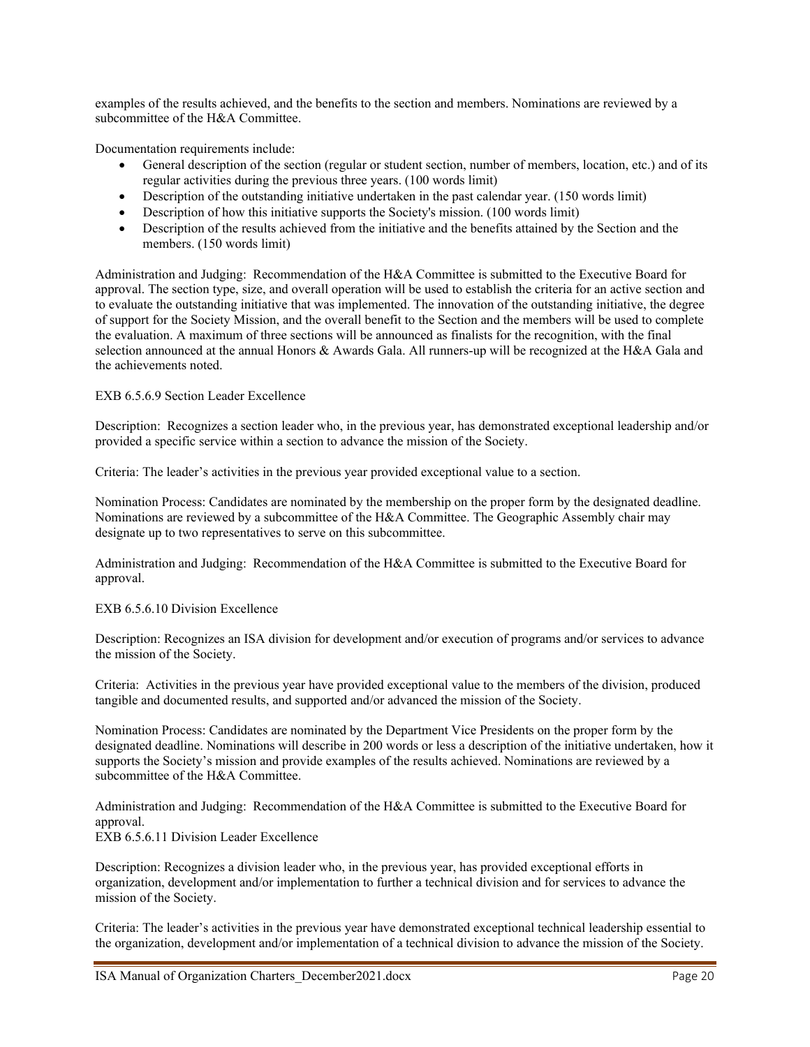examples of the results achieved, and the benefits to the section and members. Nominations are reviewed by a subcommittee of the H&A Committee.

Documentation requirements include:

- General description of the section (regular or student section, number of members, location, etc.) and of its regular activities during the previous three years. (100 words limit)
- Description of the outstanding initiative undertaken in the past calendar year. (150 words limit)
- Description of how this initiative supports the Society's mission. (100 words limit)
- Description of the results achieved from the initiative and the benefits attained by the Section and the members. (150 words limit)

Administration and Judging: Recommendation of the H&A Committee is submitted to the Executive Board for approval. The section type, size, and overall operation will be used to establish the criteria for an active section and to evaluate the outstanding initiative that was implemented. The innovation of the outstanding initiative, the degree of support for the Society Mission, and the overall benefit to the Section and the members will be used to complete the evaluation. A maximum of three sections will be announced as finalists for the recognition, with the final selection announced at the annual Honors & Awards Gala. All runners-up will be recognized at the H&A Gala and the achievements noted.

EXB 6.5.6.9 Section Leader Excellence

Description: Recognizes a section leader who, in the previous year, has demonstrated exceptional leadership and/or provided a specific service within a section to advance the mission of the Society.

Criteria: The leader's activities in the previous year provided exceptional value to a section.

Nomination Process: Candidates are nominated by the membership on the proper form by the designated deadline. Nominations are reviewed by a subcommittee of the H&A Committee. The Geographic Assembly chair may designate up to two representatives to serve on this subcommittee.

Administration and Judging: Recommendation of the H&A Committee is submitted to the Executive Board for approval.

EXB 6.5.6.10 Division Excellence

Description: Recognizes an ISA division for development and/or execution of programs and/or services to advance the mission of the Society.

Criteria: Activities in the previous year have provided exceptional value to the members of the division, produced tangible and documented results, and supported and/or advanced the mission of the Society.

Nomination Process: Candidates are nominated by the Department Vice Presidents on the proper form by the designated deadline. Nominations will describe in 200 words or less a description of the initiative undertaken, how it supports the Society's mission and provide examples of the results achieved. Nominations are reviewed by a subcommittee of the H&A Committee.

Administration and Judging: Recommendation of the H&A Committee is submitted to the Executive Board for approval.

EXB 6.5.6.11 Division Leader Excellence

Description: Recognizes a division leader who, in the previous year, has provided exceptional efforts in organization, development and/or implementation to further a technical division and for services to advance the mission of the Society.

Criteria: The leader's activities in the previous year have demonstrated exceptional technical leadership essential to the organization, development and/or implementation of a technical division to advance the mission of the Society.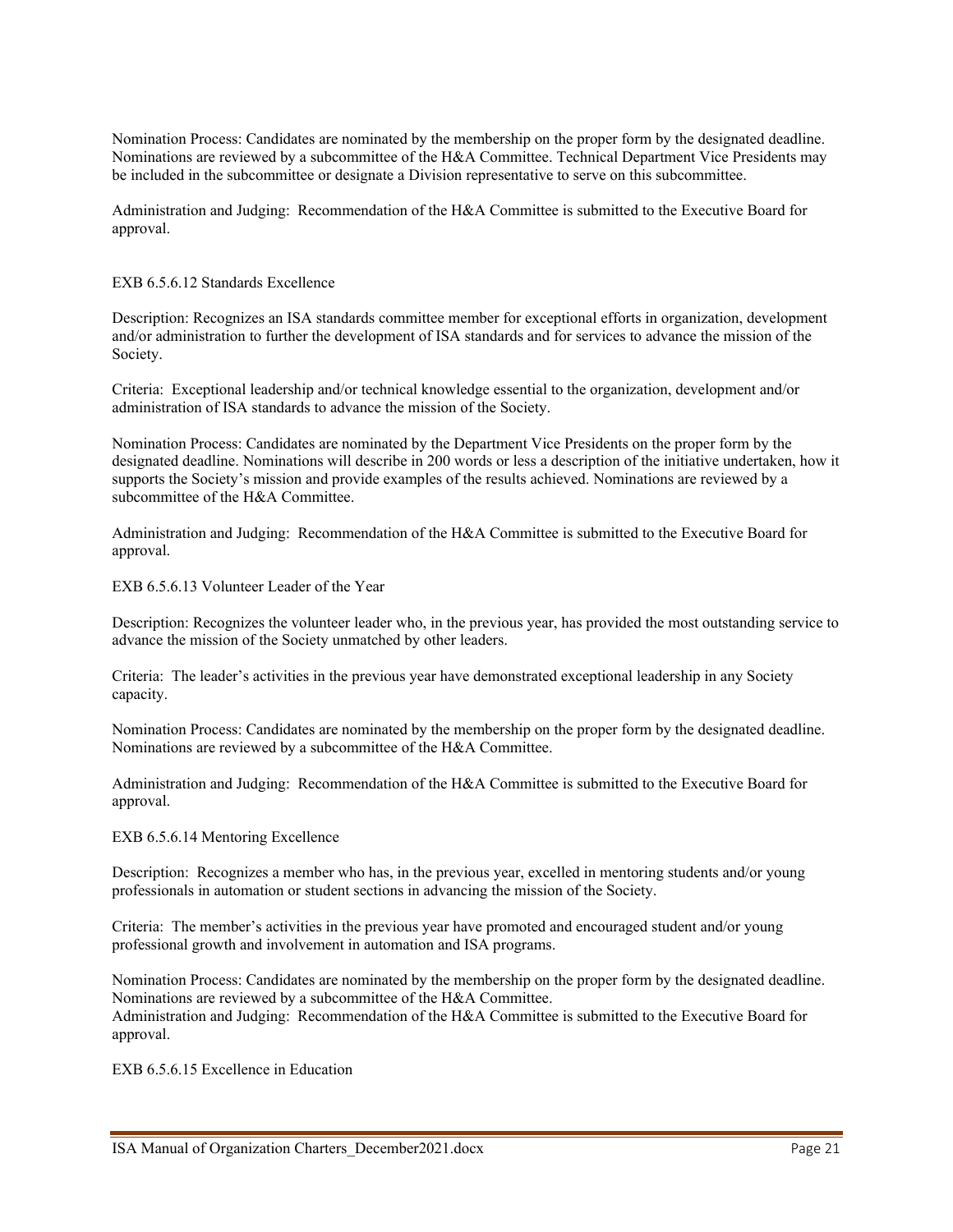Nomination Process: Candidates are nominated by the membership on the proper form by the designated deadline. Nominations are reviewed by a subcommittee of the H&A Committee. Technical Department Vice Presidents may be included in the subcommittee or designate a Division representative to serve on this subcommittee.

Administration and Judging: Recommendation of the H&A Committee is submitted to the Executive Board for approval.

EXB 6.5.6.12 Standards Excellence

Description: Recognizes an ISA standards committee member for exceptional efforts in organization, development and/or administration to further the development of ISA standards and for services to advance the mission of the Society.

Criteria: Exceptional leadership and/or technical knowledge essential to the organization, development and/or administration of ISA standards to advance the mission of the Society.

Nomination Process: Candidates are nominated by the Department Vice Presidents on the proper form by the designated deadline. Nominations will describe in 200 words or less a description of the initiative undertaken, how it supports the Society's mission and provide examples of the results achieved. Nominations are reviewed by a subcommittee of the H&A Committee.

Administration and Judging: Recommendation of the H&A Committee is submitted to the Executive Board for approval.

EXB 6.5.6.13 Volunteer Leader of the Year

Description: Recognizes the volunteer leader who, in the previous year, has provided the most outstanding service to advance the mission of the Society unmatched by other leaders.

Criteria: The leader's activities in the previous year have demonstrated exceptional leadership in any Society capacity.

Nomination Process: Candidates are nominated by the membership on the proper form by the designated deadline. Nominations are reviewed by a subcommittee of the H&A Committee.

Administration and Judging: Recommendation of the H&A Committee is submitted to the Executive Board for approval.

EXB 6.5.6.14 Mentoring Excellence

Description: Recognizes a member who has, in the previous year, excelled in mentoring students and/or young professionals in automation or student sections in advancing the mission of the Society.

Criteria: The member's activities in the previous year have promoted and encouraged student and/or young professional growth and involvement in automation and ISA programs.

Nomination Process: Candidates are nominated by the membership on the proper form by the designated deadline. Nominations are reviewed by a subcommittee of the H&A Committee.
Administration and Judging: Recommendation of the H&A Committee is submitted to the Executive Board for approval.

EXB 6.5.6.15 Excellence in Education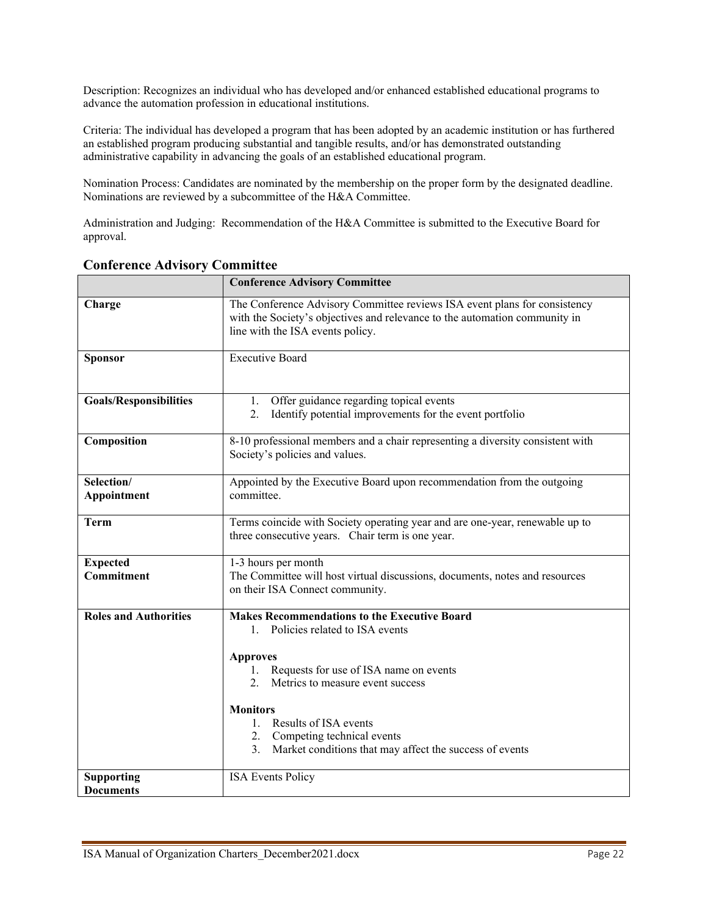Description: Recognizes an individual who has developed and/or enhanced established educational programs to advance the automation profession in educational institutions.

Criteria: The individual has developed a program that has been adopted by an academic institution or has furthered an established program producing substantial and tangible results, and/or has demonstrated outstanding administrative capability in advancing the goals of an established educational program.

Nomination Process: Candidates are nominated by the membership on the proper form by the designated deadline. Nominations are reviewed by a subcommittee of the H&A Committee.

Administration and Judging: Recommendation of the H&A Committee is submitted to the Executive Board for approval.

## Conference Advisory Committee

| | **Conference Advisory Committee** |
|---|---|
| **Charge** | The Conference Advisory Committee reviews ISA event plans for consistency with the Society's objectives and relevance to the automation community in line with the ISA events policy. |
| **Sponsor** | Executive Board |
| **Goals/Responsibilities** | 1. Offer guidance regarding topical events<br>2. Identify potential improvements for the event portfolio |
| **Composition** | 8-10 professional members and a chair representing a diversity consistent with Society's policies and values. |
| **Selection/ Appointment** | Appointed by the Executive Board upon recommendation from the outgoing committee. |
| **Term** | Terms coincide with Society operating year and are one-year, renewable up to three consecutive years. Chair term is one year. |
| **Expected Commitment** | 1-3 hours per month<br>The Committee will host virtual discussions, documents, notes and resources on their ISA Connect community. |
| **Roles and Authorities** | **Makes Recommendations to the Executive Board**<br>1. Policies related to ISA events<br><br>**Approves**<br>1. Requests for use of ISA name on events<br>2. Metrics to measure event success<br><br>**Monitors**<br>1. Results of ISA events<br>2. Competing technical events<br>3. Market conditions that may affect the success of events |
| **Supporting Documents** | ISA Events Policy |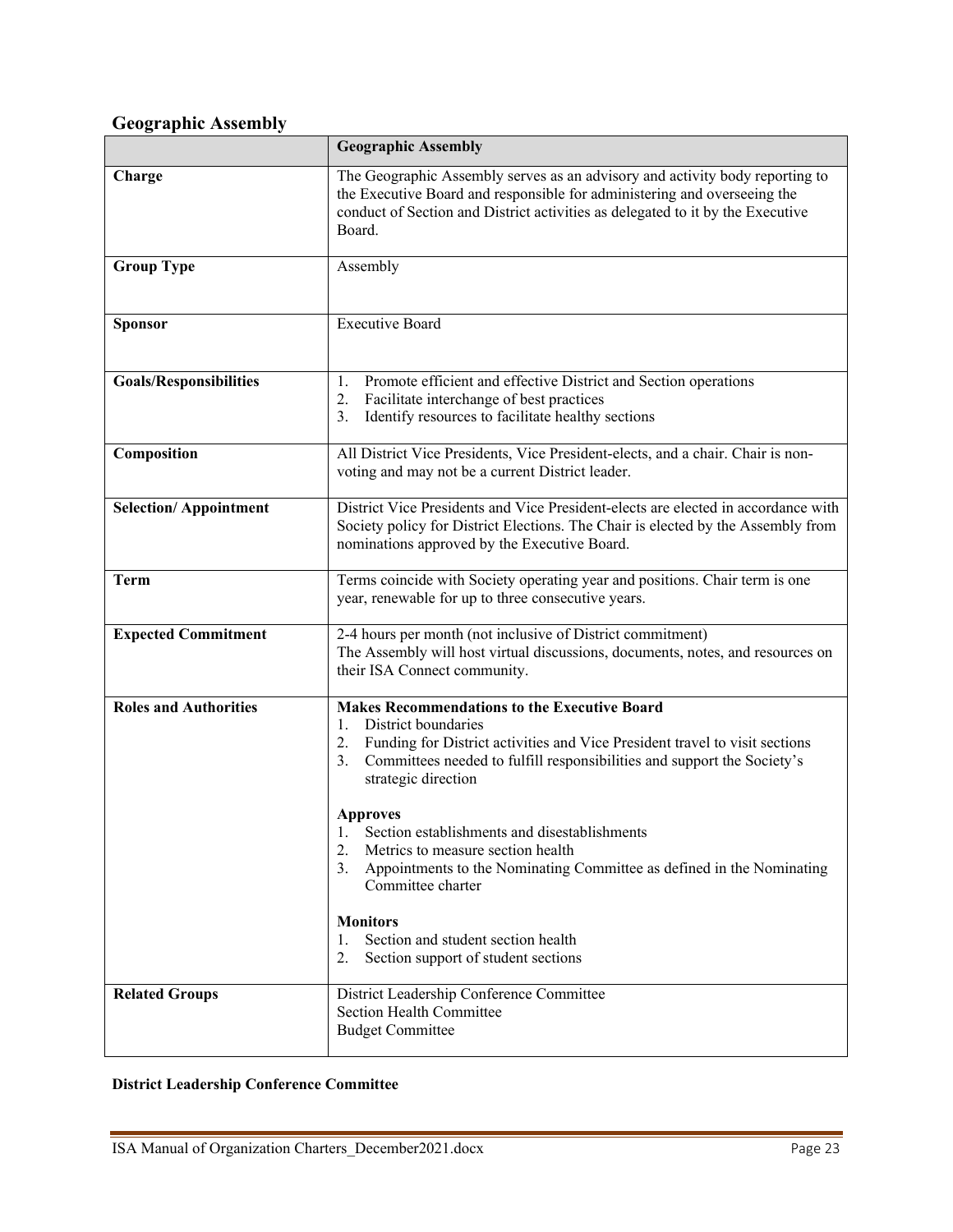## Geographic Assembly

| | Geographic Assembly |
|---|---|
| **Charge** | The Geographic Assembly serves as an advisory and activity body reporting to the Executive Board and responsible for administering and overseeing the conduct of Section and District activities as delegated to it by the Executive Board. |
| **Group Type** | Assembly |
| **Sponsor** | Executive Board |
| **Goals/Responsibilities** | 1. Promote efficient and effective District and Section operations<br>2. Facilitate interchange of best practices<br>3. Identify resources to facilitate healthy sections |
| **Composition** | All District Vice Presidents, Vice President-elects, and a chair. Chair is non-voting and may not be a current District leader. |
| **Selection/ Appointment** | District Vice Presidents and Vice President-elects are elected in accordance with Society policy for District Elections. The Chair is elected by the Assembly from nominations approved by the Executive Board. |
| **Term** | Terms coincide with Society operating year and positions. Chair term is one year, renewable for up to three consecutive years. |
| **Expected Commitment** | 2-4 hours per month (not inclusive of District commitment)<br>The Assembly will host virtual discussions, documents, notes, and resources on their ISA Connect community. |
| **Roles and Authorities** | **Makes Recommendations to the Executive Board**<br>1. District boundaries<br>2. Funding for District activities and Vice President travel to visit sections<br>3. Committees needed to fulfill responsibilities and support the Society's strategic direction<br><br>**Approves**<br>1. Section establishments and disestablishments<br>2. Metrics to measure section health<br>3. Appointments to the Nominating Committee as defined in the Nominating Committee charter<br><br>**Monitors**<br>1. Section and student section health<br>2. Section support of student sections |
| **Related Groups** | District Leadership Conference Committee<br>Section Health Committee<br>Budget Committee |

**District Leadership Conference Committee**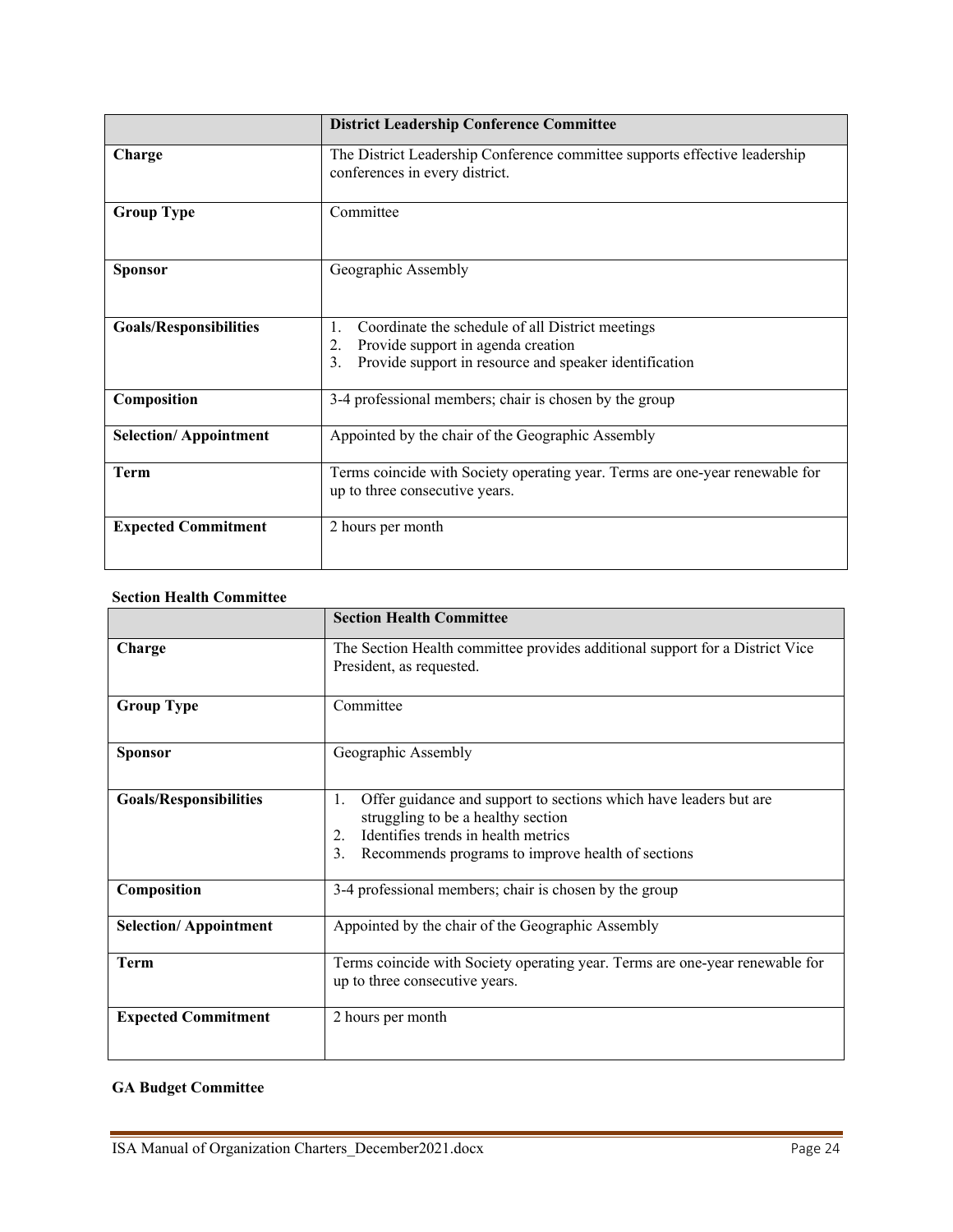| | District Leadership Conference Committee |
|---|---|
| **Charge** | The District Leadership Conference committee supports effective leadership conferences in every district. |
| **Group Type** | Committee |
| **Sponsor** | Geographic Assembly |
| **Goals/Responsibilities** | 1. Coordinate the schedule of all District meetings<br>2. Provide support in agenda creation<br>3. Provide support in resource and speaker identification |
| **Composition** | 3-4 professional members; chair is chosen by the group |
| **Selection/ Appointment** | Appointed by the chair of the Geographic Assembly |
| **Term** | Terms coincide with Society operating year. Terms are one-year renewable for up to three consecutive years. |
| **Expected Commitment** | 2 hours per month |

**Section Health Committee**

| | Section Health Committee |
|---|---|
| **Charge** | The Section Health committee provides additional support for a District Vice President, as requested. |
| **Group Type** | Committee |
| **Sponsor** | Geographic Assembly |
| **Goals/Responsibilities** | 1. Offer guidance and support to sections which have leaders but are struggling to be a healthy section<br>2. Identifies trends in health metrics<br>3. Recommends programs to improve health of sections |
| **Composition** | 3-4 professional members; chair is chosen by the group |
| **Selection/ Appointment** | Appointed by the chair of the Geographic Assembly |
| **Term** | Terms coincide with Society operating year. Terms are one-year renewable for up to three consecutive years. |
| **Expected Commitment** | 2 hours per month |

**GA Budget Committee**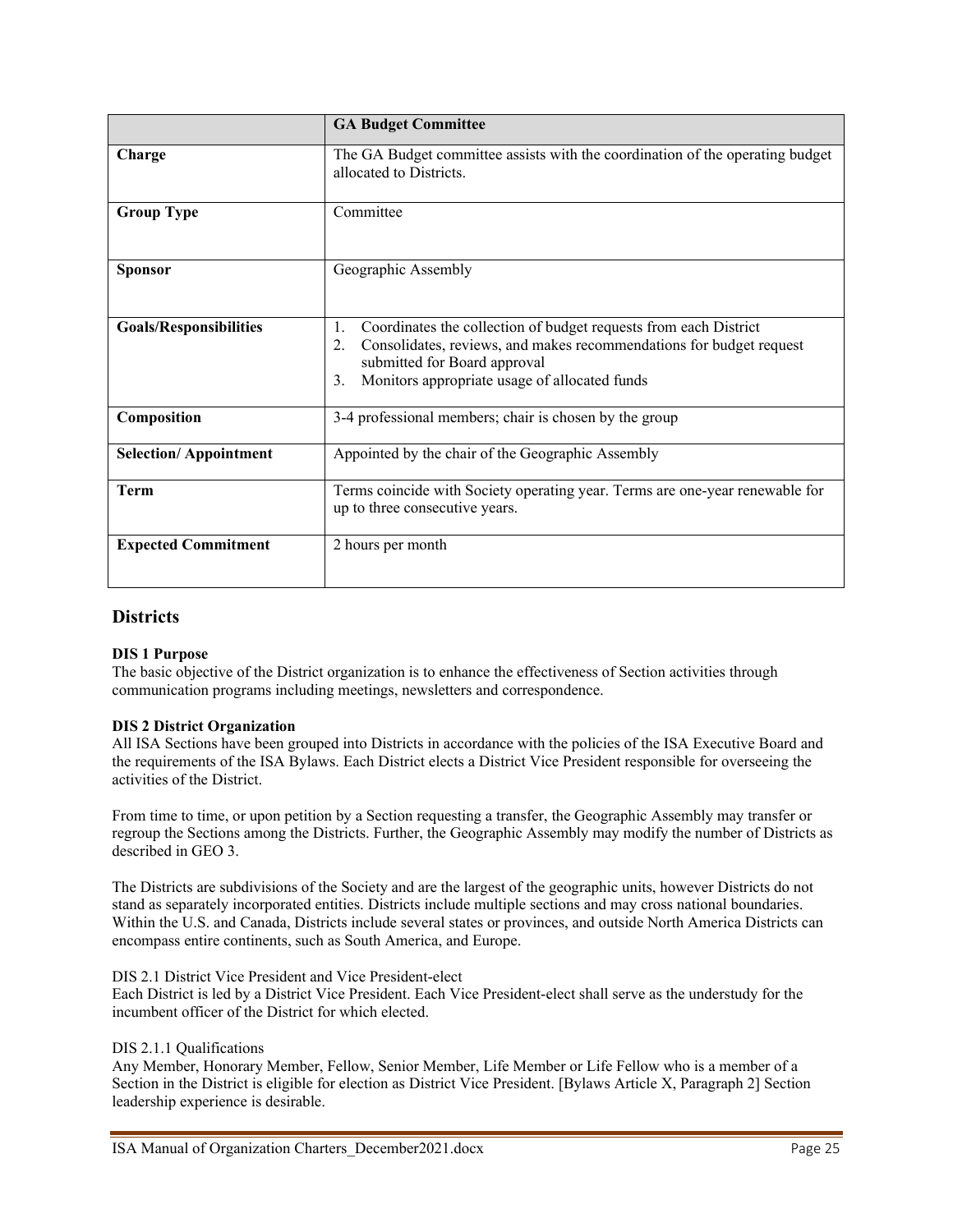| | **GA Budget Committee** |
|---|---|
| **Charge** | The GA Budget committee assists with the coordination of the operating budget allocated to Districts. |
| **Group Type** | Committee |
| **Sponsor** | Geographic Assembly |
| **Goals/Responsibilities** | 1. Coordinates the collection of budget requests from each District<br>2. Consolidates, reviews, and makes recommendations for budget request submitted for Board approval<br>3. Monitors appropriate usage of allocated funds |
| **Composition** | 3-4 professional members; chair is chosen by the group |
| **Selection/ Appointment** | Appointed by the chair of the Geographic Assembly |
| **Term** | Terms coincide with Society operating year. Terms are one-year renewable for up to three consecutive years. |
| **Expected Commitment** | 2 hours per month |

## Districts

**DIS 1 Purpose**

The basic objective of the District organization is to enhance the effectiveness of Section activities through communication programs including meetings, newsletters and correspondence.

**DIS 2 District Organization**

All ISA Sections have been grouped into Districts in accordance with the policies of the ISA Executive Board and the requirements of the ISA Bylaws. Each District elects a District Vice President responsible for overseeing the activities of the District.

From time to time, or upon petition by a Section requesting a transfer, the Geographic Assembly may transfer or regroup the Sections among the Districts. Further, the Geographic Assembly may modify the number of Districts as described in GEO 3.

The Districts are subdivisions of the Society and are the largest of the geographic units, however Districts do not stand as separately incorporated entities. Districts include multiple sections and may cross national boundaries. Within the U.S. and Canada, Districts include several states or provinces, and outside North America Districts can encompass entire continents, such as South America, and Europe.

DIS 2.1 District Vice President and Vice President-elect

Each District is led by a District Vice President. Each Vice President-elect shall serve as the understudy for the incumbent officer of the District for which elected.

DIS 2.1.1 Qualifications

Any Member, Honorary Member, Fellow, Senior Member, Life Member or Life Fellow who is a member of a Section in the District is eligible for election as District Vice President. [Bylaws Article X, Paragraph 2] Section leadership experience is desirable.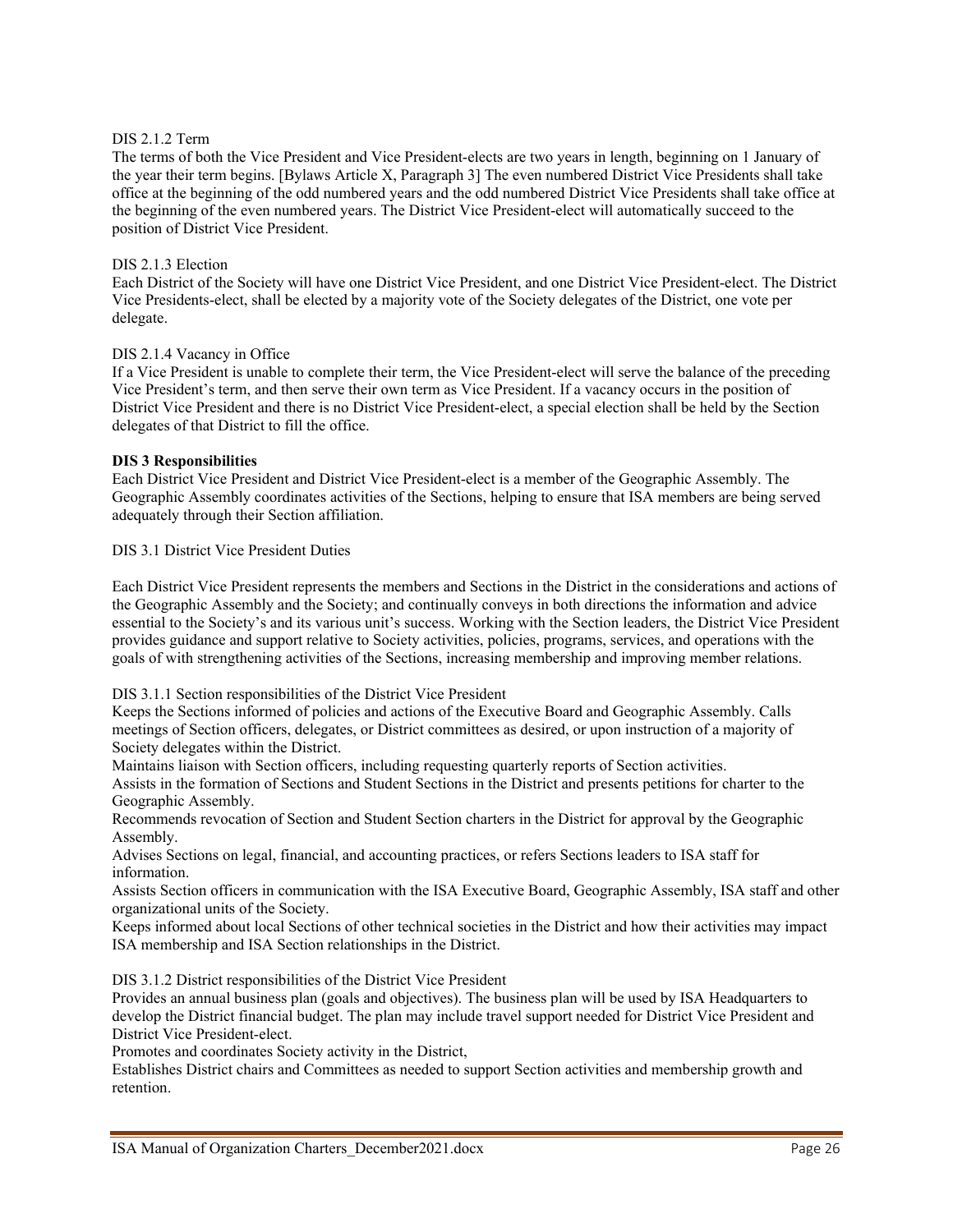DIS 2.1.2 Term

The terms of both the Vice President and Vice President-elects are two years in length, beginning on 1 January of the year their term begins. [Bylaws Article X, Paragraph 3] The even numbered District Vice Presidents shall take office at the beginning of the odd numbered years and the odd numbered District Vice Presidents shall take office at the beginning of the even numbered years. The District Vice President-elect will automatically succeed to the position of District Vice President.

DIS 2.1.3 Election

Each District of the Society will have one District Vice President, and one District Vice President-elect. The District Vice Presidents-elect, shall be elected by a majority vote of the Society delegates of the District, one vote per delegate.

DIS 2.1.4 Vacancy in Office

If a Vice President is unable to complete their term, the Vice President-elect will serve the balance of the preceding Vice President's term, and then serve their own term as Vice President. If a vacancy occurs in the position of District Vice President and there is no District Vice President-elect, a special election shall be held by the Section delegates of that District to fill the office.

**DIS 3 Responsibilities**

Each District Vice President and District Vice President-elect is a member of the Geographic Assembly. The Geographic Assembly coordinates activities of the Sections, helping to ensure that ISA members are being served adequately through their Section affiliation.

DIS 3.1 District Vice President Duties

Each District Vice President represents the members and Sections in the District in the considerations and actions of the Geographic Assembly and the Society; and continually conveys in both directions the information and advice essential to the Society's and its various unit's success. Working with the Section leaders, the District Vice President provides guidance and support relative to Society activities, policies, programs, services, and operations with the goals of with strengthening activities of the Sections, increasing membership and improving member relations.

DIS 3.1.1 Section responsibilities of the District Vice President

Keeps the Sections informed of policies and actions of the Executive Board and Geographic Assembly. Calls meetings of Section officers, delegates, or District committees as desired, or upon instruction of a majority of Society delegates within the District.

Maintains liaison with Section officers, including requesting quarterly reports of Section activities.

Assists in the formation of Sections and Student Sections in the District and presents petitions for charter to the Geographic Assembly.

Recommends revocation of Section and Student Section charters in the District for approval by the Geographic Assembly.

Advises Sections on legal, financial, and accounting practices, or refers Sections leaders to ISA staff for information.

Assists Section officers in communication with the ISA Executive Board, Geographic Assembly, ISA staff and other organizational units of the Society.

Keeps informed about local Sections of other technical societies in the District and how their activities may impact ISA membership and ISA Section relationships in the District.

DIS 3.1.2 District responsibilities of the District Vice President

Provides an annual business plan (goals and objectives). The business plan will be used by ISA Headquarters to develop the District financial budget. The plan may include travel support needed for District Vice President and District Vice President-elect.

Promotes and coordinates Society activity in the District,

Establishes District chairs and Committees as needed to support Section activities and membership growth and retention.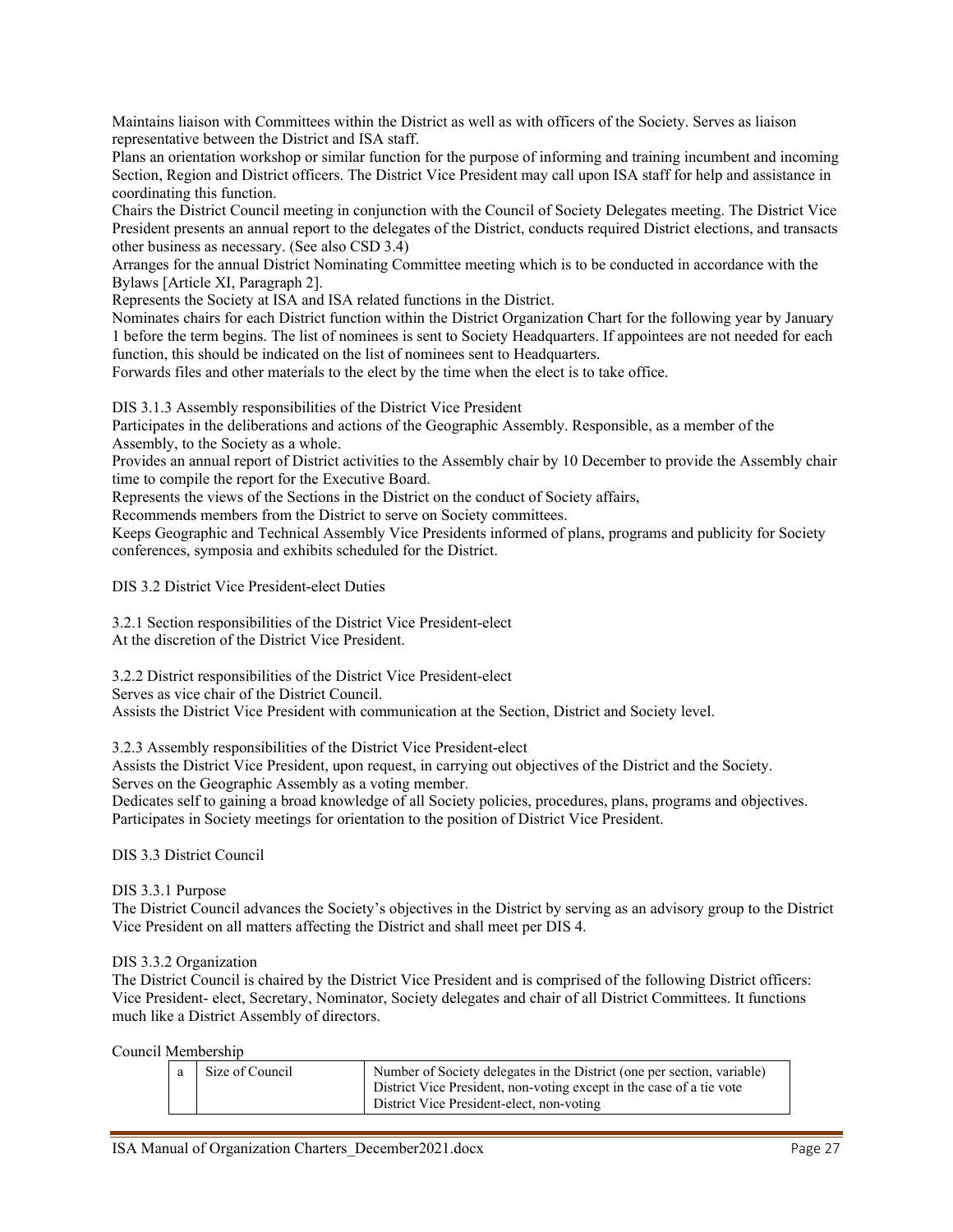Maintains liaison with Committees within the District as well as with officers of the Society. Serves as liaison representative between the District and ISA staff.

Plans an orientation workshop or similar function for the purpose of informing and training incumbent and incoming Section, Region and District officers. The District Vice President may call upon ISA staff for help and assistance in coordinating this function.

Chairs the District Council meeting in conjunction with the Council of Society Delegates meeting. The District Vice President presents an annual report to the delegates of the District, conducts required District elections, and transacts other business as necessary. (See also CSD 3.4)

Arranges for the annual District Nominating Committee meeting which is to be conducted in accordance with the Bylaws [Article XI, Paragraph 2].

Represents the Society at ISA and ISA related functions in the District.

Nominates chairs for each District function within the District Organization Chart for the following year by January 1 before the term begins. The list of nominees is sent to Society Headquarters. If appointees are not needed for each function, this should be indicated on the list of nominees sent to Headquarters.

Forwards files and other materials to the elect by the time when the elect is to take office.

DIS 3.1.3 Assembly responsibilities of the District Vice President

Participates in the deliberations and actions of the Geographic Assembly. Responsible, as a member of the Assembly, to the Society as a whole.

Provides an annual report of District activities to the Assembly chair by 10 December to provide the Assembly chair time to compile the report for the Executive Board.

Represents the views of the Sections in the District on the conduct of Society affairs,

Recommends members from the District to serve on Society committees.

Keeps Geographic and Technical Assembly Vice Presidents informed of plans, programs and publicity for Society conferences, symposia and exhibits scheduled for the District.

DIS 3.2 District Vice President-elect Duties

3.2.1 Section responsibilities of the District Vice President-elect

At the discretion of the District Vice President.

3.2.2 District responsibilities of the District Vice President-elect

Serves as vice chair of the District Council.

Assists the District Vice President with communication at the Section, District and Society level.

3.2.3 Assembly responsibilities of the District Vice President-elect

Assists the District Vice President, upon request, in carrying out objectives of the District and the Society.

Serves on the Geographic Assembly as a voting member.

Dedicates self to gaining a broad knowledge of all Society policies, procedures, plans, programs and objectives.

Participates in Society meetings for orientation to the position of District Vice President.

DIS 3.3 District Council

DIS 3.3.1 Purpose

The District Council advances the Society's objectives in the District by serving as an advisory group to the District Vice President on all matters affecting the District and shall meet per DIS 4.

DIS 3.3.2 Organization

The District Council is chaired by the District Vice President and is comprised of the following District officers: Vice President- elect, Secretary, Nominator, Society delegates and chair of all District Committees. It functions much like a District Assembly of directors.

Council Membership

| | | |
|---|---|---|
| a | Size of Council | Number of Society delegates in the District (one per section, variable)<br>District Vice President, non-voting except in the case of a tie vote<br>District Vice President-elect, non-voting |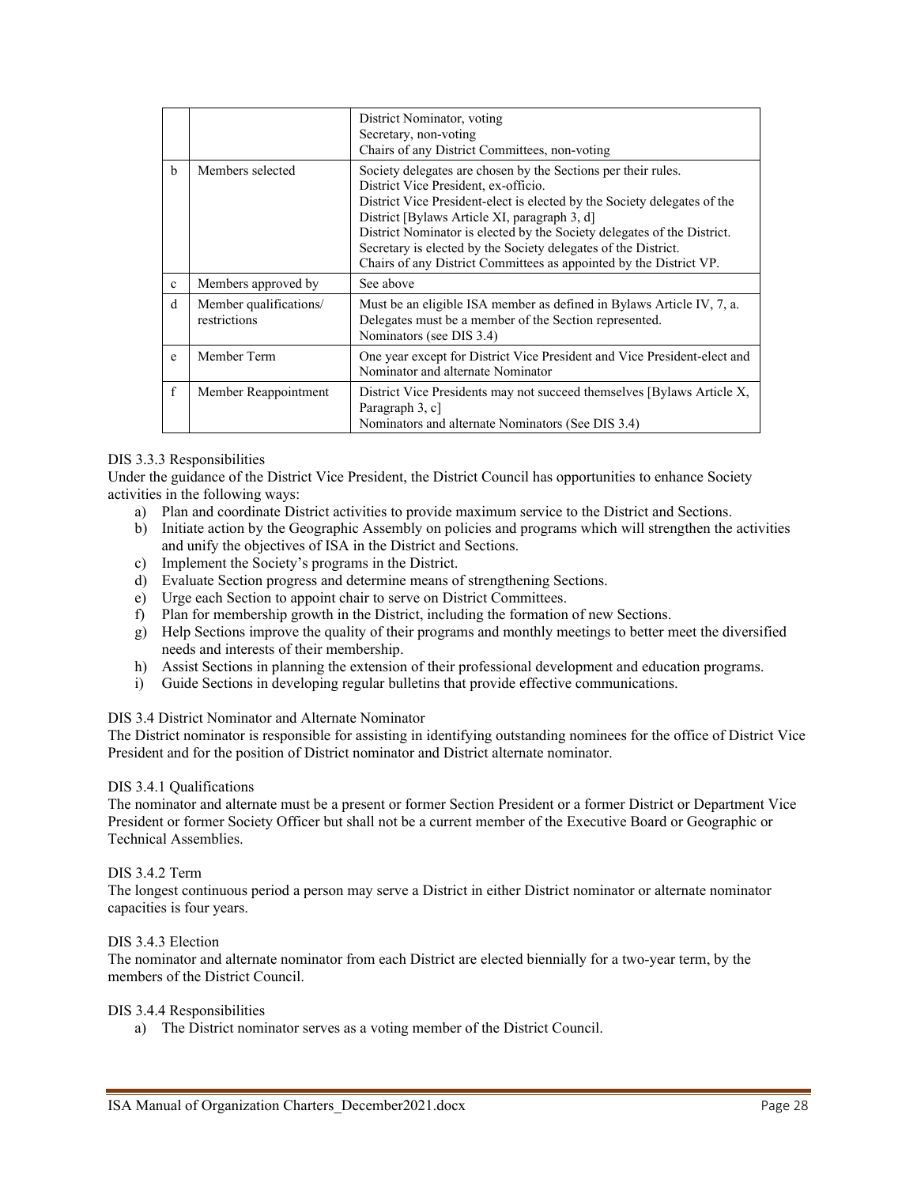| | | |
|---|---|---|
| | | District Nominator, voting<br>Secretary, non-voting<br>Chairs of any District Committees, non-voting |
| b | Members selected | Society delegates are chosen by the Sections per their rules.<br>District Vice President, ex-officio.<br>District Vice President-elect is elected by the Society delegates of the District [Bylaws Article XI, paragraph 3, d]<br>District Nominator is elected by the Society delegates of the District.<br>Secretary is elected by the Society delegates of the District.<br>Chairs of any District Committees as appointed by the District VP. |
| c | Members approved by | See above |
| d | Member qualifications/ restrictions | Must be an eligible ISA member as defined in Bylaws Article IV, 7, a.<br>Delegates must be a member of the Section represented.<br>Nominators (see DIS 3.4) |
| e | Member Term | One year except for District Vice President and Vice President-elect and Nominator and alternate Nominator |
| f | Member Reappointment | District Vice Presidents may not succeed themselves [Bylaws Article X, Paragraph 3, c]<br>Nominators and alternate Nominators (See DIS 3.4) |

DIS 3.3.3 Responsibilities

Under the guidance of the District Vice President, the District Council has opportunities to enhance Society activities in the following ways:

a) Plan and coordinate District activities to provide maximum service to the District and Sections.
b) Initiate action by the Geographic Assembly on policies and programs which will strengthen the activities and unify the objectives of ISA in the District and Sections.
c) Implement the Society's programs in the District.
d) Evaluate Section progress and determine means of strengthening Sections.
e) Urge each Section to appoint chair to serve on District Committees.
f) Plan for membership growth in the District, including the formation of new Sections.
g) Help Sections improve the quality of their programs and monthly meetings to better meet the diversified needs and interests of their membership.
h) Assist Sections in planning the extension of their professional development and education programs.
i) Guide Sections in developing regular bulletins that provide effective communications.

DIS 3.4 District Nominator and Alternate Nominator

The District nominator is responsible for assisting in identifying outstanding nominees for the office of District Vice President and for the position of District nominator and District alternate nominator.

DIS 3.4.1 Qualifications

The nominator and alternate must be a present or former Section President or a former District or Department Vice President or former Society Officer but shall not be a current member of the Executive Board or Geographic or Technical Assemblies.

DIS 3.4.2 Term

The longest continuous period a person may serve a District in either District nominator or alternate nominator capacities is four years.

DIS 3.4.3 Election

The nominator and alternate nominator from each District are elected biennially for a two-year term, by the members of the District Council.

DIS 3.4.4 Responsibilities

a) The District nominator serves as a voting member of the District Council.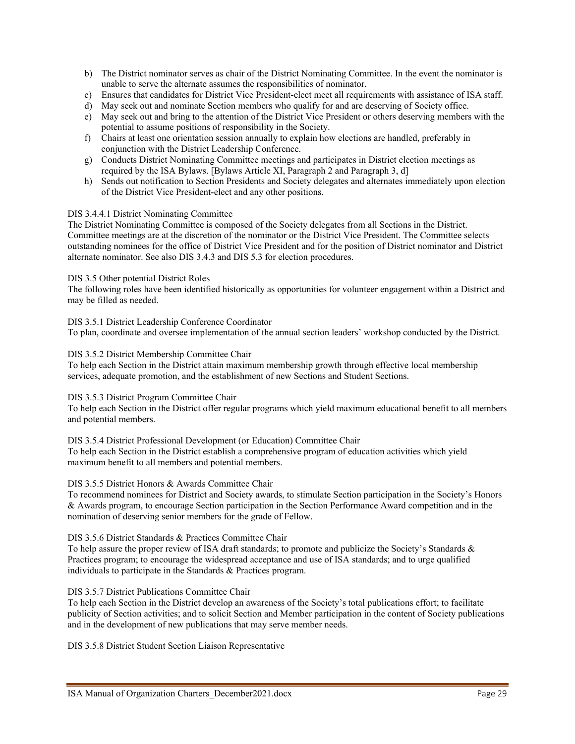b) The District nominator serves as chair of the District Nominating Committee. In the event the nominator is unable to serve the alternate assumes the responsibilities of nominator.
c) Ensures that candidates for District Vice President-elect meet all requirements with assistance of ISA staff.
d) May seek out and nominate Section members who qualify for and are deserving of Society office.
e) May seek out and bring to the attention of the District Vice President or others deserving members with the potential to assume positions of responsibility in the Society.
f) Chairs at least one orientation session annually to explain how elections are handled, preferably in conjunction with the District Leadership Conference.
g) Conducts District Nominating Committee meetings and participates in District election meetings as required by the ISA Bylaws. [Bylaws Article XI, Paragraph 2 and Paragraph 3, d]
h) Sends out notification to Section Presidents and Society delegates and alternates immediately upon election of the District Vice President-elect and any other positions.

DIS 3.4.4.1 District Nominating Committee

The District Nominating Committee is composed of the Society delegates from all Sections in the District. Committee meetings are at the discretion of the nominator or the District Vice President. The Committee selects outstanding nominees for the office of District Vice President and for the position of District nominator and District alternate nominator. See also DIS 3.4.3 and DIS 5.3 for election procedures.

DIS 3.5 Other potential District Roles

The following roles have been identified historically as opportunities for volunteer engagement within a District and may be filled as needed.

DIS 3.5.1 District Leadership Conference Coordinator

To plan, coordinate and oversee implementation of the annual section leaders' workshop conducted by the District.

DIS 3.5.2 District Membership Committee Chair

To help each Section in the District attain maximum membership growth through effective local membership services, adequate promotion, and the establishment of new Sections and Student Sections.

DIS 3.5.3 District Program Committee Chair

To help each Section in the District offer regular programs which yield maximum educational benefit to all members and potential members.

DIS 3.5.4 District Professional Development (or Education) Committee Chair

To help each Section in the District establish a comprehensive program of education activities which yield maximum benefit to all members and potential members.

DIS 3.5.5 District Honors & Awards Committee Chair

To recommend nominees for District and Society awards, to stimulate Section participation in the Society's Honors & Awards program, to encourage Section participation in the Section Performance Award competition and in the nomination of deserving senior members for the grade of Fellow.

DIS 3.5.6 District Standards & Practices Committee Chair

To help assure the proper review of ISA draft standards; to promote and publicize the Society's Standards & Practices program; to encourage the widespread acceptance and use of ISA standards; and to urge qualified individuals to participate in the Standards & Practices program.

DIS 3.5.7 District Publications Committee Chair

To help each Section in the District develop an awareness of the Society's total publications effort; to facilitate publicity of Section activities; and to solicit Section and Member participation in the content of Society publications and in the development of new publications that may serve member needs.

DIS 3.5.8 District Student Section Liaison Representative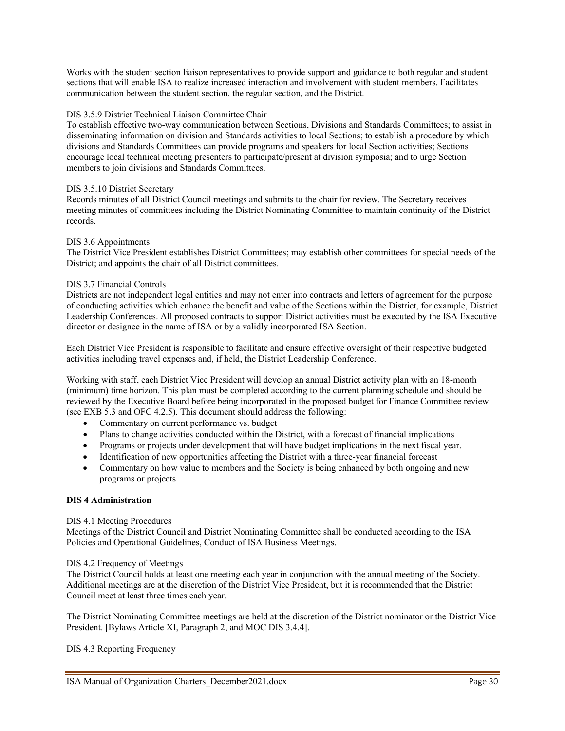Works with the student section liaison representatives to provide support and guidance to both regular and student sections that will enable ISA to realize increased interaction and involvement with student members. Facilitates communication between the student section, the regular section, and the District.

DIS 3.5.9 District Technical Liaison Committee Chair

To establish effective two-way communication between Sections, Divisions and Standards Committees; to assist in disseminating information on division and Standards activities to local Sections; to establish a procedure by which divisions and Standards Committees can provide programs and speakers for local Section activities; Sections encourage local technical meeting presenters to participate/present at division symposia; and to urge Section members to join divisions and Standards Committees.

DIS 3.5.10 District Secretary

Records minutes of all District Council meetings and submits to the chair for review. The Secretary receives meeting minutes of committees including the District Nominating Committee to maintain continuity of the District records.

DIS 3.6 Appointments

The District Vice President establishes District Committees; may establish other committees for special needs of the District; and appoints the chair of all District committees.

DIS 3.7 Financial Controls

Districts are not independent legal entities and may not enter into contracts and letters of agreement for the purpose of conducting activities which enhance the benefit and value of the Sections within the District, for example, District Leadership Conferences. All proposed contracts to support District activities must be executed by the ISA Executive director or designee in the name of ISA or by a validly incorporated ISA Section.

Each District Vice President is responsible to facilitate and ensure effective oversight of their respective budgeted activities including travel expenses and, if held, the District Leadership Conference.

Working with staff, each District Vice President will develop an annual District activity plan with an 18-month (minimum) time horizon. This plan must be completed according to the current planning schedule and should be reviewed by the Executive Board before being incorporated in the proposed budget for Finance Committee review (see EXB 5.3 and OFC 4.2.5). This document should address the following:

- Commentary on current performance vs. budget
- Plans to change activities conducted within the District, with a forecast of financial implications
- Programs or projects under development that will have budget implications in the next fiscal year.
- Identification of new opportunities affecting the District with a three-year financial forecast
- Commentary on how value to members and the Society is being enhanced by both ongoing and new programs or projects

**DIS 4 Administration**

DIS 4.1 Meeting Procedures

Meetings of the District Council and District Nominating Committee shall be conducted according to the ISA Policies and Operational Guidelines, Conduct of ISA Business Meetings.

DIS 4.2 Frequency of Meetings

The District Council holds at least one meeting each year in conjunction with the annual meeting of the Society. Additional meetings are at the discretion of the District Vice President, but it is recommended that the District Council meet at least three times each year.

The District Nominating Committee meetings are held at the discretion of the District nominator or the District Vice President. [Bylaws Article XI, Paragraph 2, and MOC DIS 3.4.4].

DIS 4.3 Reporting Frequency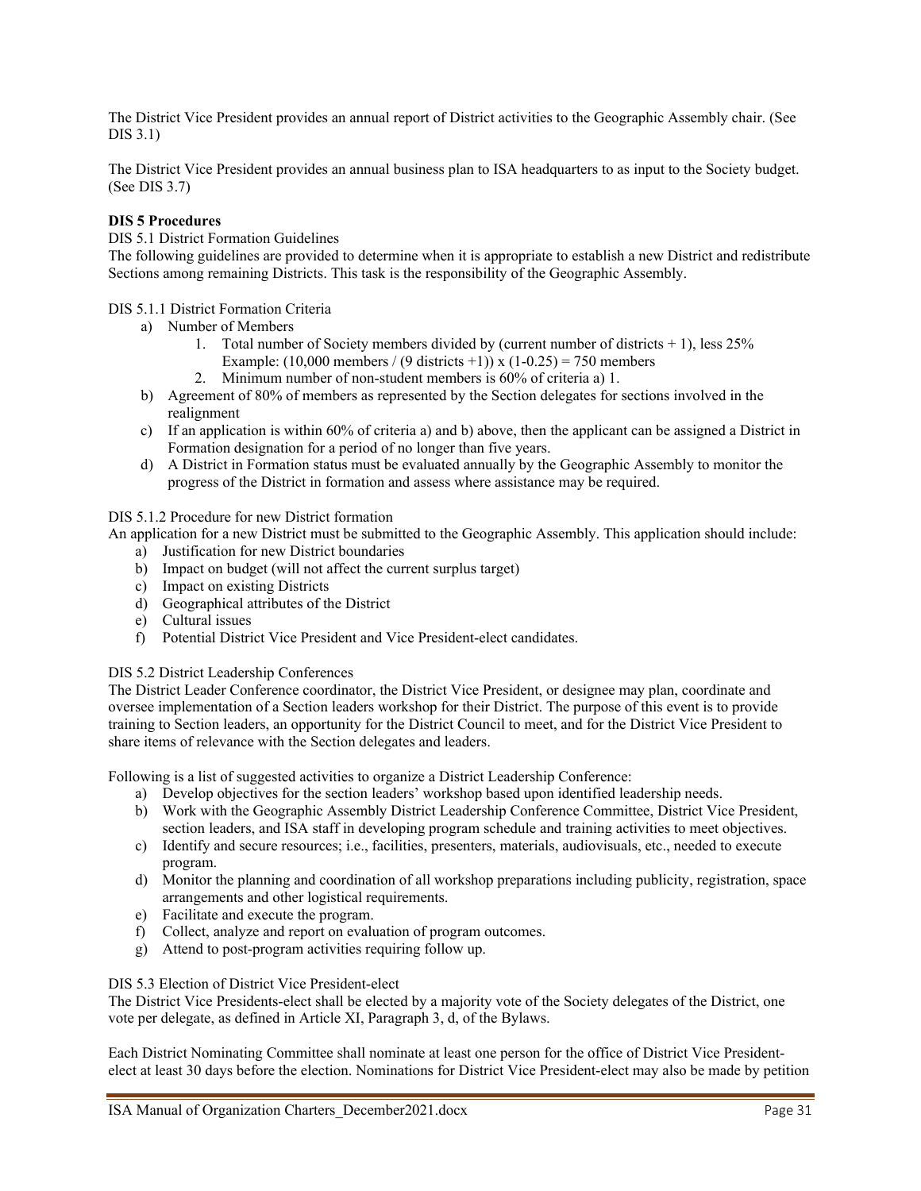The District Vice President provides an annual report of District activities to the Geographic Assembly chair. (See DIS 3.1)

The District Vice President provides an annual business plan to ISA headquarters to as input to the Society budget. (See DIS 3.7)

**DIS 5 Procedures**

DIS 5.1 District Formation Guidelines

The following guidelines are provided to determine when it is appropriate to establish a new District and redistribute Sections among remaining Districts. This task is the responsibility of the Geographic Assembly.

DIS 5.1.1 District Formation Criteria

a) Number of Members
   1. Total number of Society members divided by (current number of districts + 1), less 25%
      Example: (10,000 members / (9 districts +1)) x (1-0.25) = 750 members
   2. Minimum number of non-student members is 60% of criteria a) 1.
b) Agreement of 80% of members as represented by the Section delegates for sections involved in the realignment
c) If an application is within 60% of criteria a) and b) above, then the applicant can be assigned a District in Formation designation for a period of no longer than five years.
d) A District in Formation status must be evaluated annually by the Geographic Assembly to monitor the progress of the District in formation and assess where assistance may be required.

DIS 5.1.2 Procedure for new District formation

An application for a new District must be submitted to the Geographic Assembly. This application should include:

a) Justification for new District boundaries
b) Impact on budget (will not affect the current surplus target)
c) Impact on existing Districts
d) Geographical attributes of the District
e) Cultural issues
f) Potential District Vice President and Vice President-elect candidates.

DIS 5.2 District Leadership Conferences

The District Leader Conference coordinator, the District Vice President, or designee may plan, coordinate and oversee implementation of a Section leaders workshop for their District. The purpose of this event is to provide training to Section leaders, an opportunity for the District Council to meet, and for the District Vice President to share items of relevance with the Section delegates and leaders.

Following is a list of suggested activities to organize a District Leadership Conference:

a) Develop objectives for the section leaders' workshop based upon identified leadership needs.
b) Work with the Geographic Assembly District Leadership Conference Committee, District Vice President, section leaders, and ISA staff in developing program schedule and training activities to meet objectives.
c) Identify and secure resources; i.e., facilities, presenters, materials, audiovisuals, etc., needed to execute program.
d) Monitor the planning and coordination of all workshop preparations including publicity, registration, space arrangements and other logistical requirements.
e) Facilitate and execute the program.
f) Collect, analyze and report on evaluation of program outcomes.
g) Attend to post-program activities requiring follow up.

DIS 5.3 Election of District Vice President-elect

The District Vice Presidents-elect shall be elected by a majority vote of the Society delegates of the District, one vote per delegate, as defined in Article XI, Paragraph 3, d, of the Bylaws.

Each District Nominating Committee shall nominate at least one person for the office of District Vice President-elect at least 30 days before the election. Nominations for District Vice President-elect may also be made by petition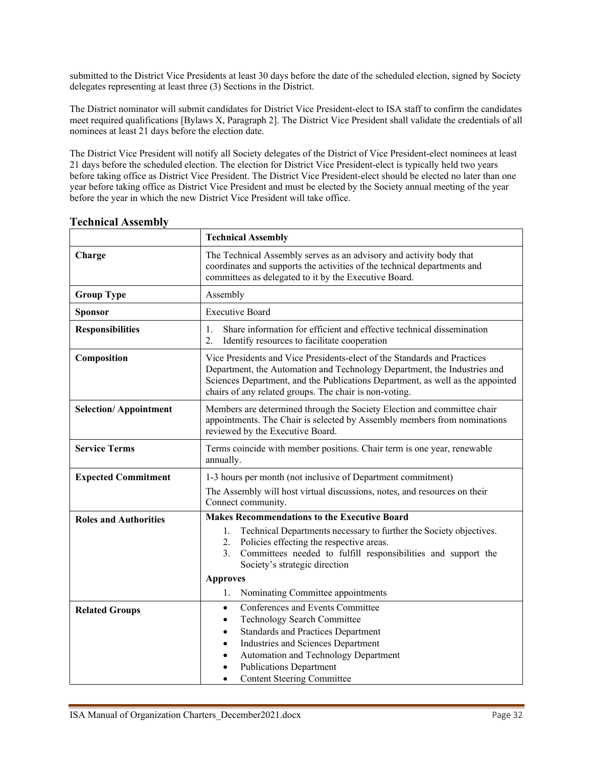submitted to the District Vice Presidents at least 30 days before the date of the scheduled election, signed by Society delegates representing at least three (3) Sections in the District.

The District nominator will submit candidates for District Vice President-elect to ISA staff to confirm the candidates meet required qualifications [Bylaws X, Paragraph 2]. The District Vice President shall validate the credentials of all nominees at least 21 days before the election date.

The District Vice President will notify all Society delegates of the District of Vice President-elect nominees at least 21 days before the scheduled election. The election for District Vice President-elect is typically held two years before taking office as District Vice President. The District Vice President-elect should be elected no later than one year before taking office as District Vice President and must be elected by the Society annual meeting of the year before the year in which the new District Vice President will take office.

## Technical Assembly

| | **Technical Assembly** |
|---|---|
| **Charge** | The Technical Assembly serves as an advisory and activity body that coordinates and supports the activities of the technical departments and committees as delegated to it by the Executive Board. |
| **Group Type** | Assembly |
| **Sponsor** | Executive Board |
| **Responsibilities** | 1. Share information for efficient and effective technical dissemination<br>2. Identify resources to facilitate cooperation |
| **Composition** | Vice Presidents and Vice Presidents-elect of the Standards and Practices Department, the Automation and Technology Department, the Industries and Sciences Department, and the Publications Department, as well as the appointed chairs of any related groups. The chair is non-voting. |
| **Selection/ Appointment** | Members are determined through the Society Election and committee chair appointments. The Chair is selected by Assembly members from nominations reviewed by the Executive Board. |
| **Service Terms** | Terms coincide with member positions. Chair term is one year, renewable annually. |
| **Expected Commitment** | 1-3 hours per month (not inclusive of Department commitment)<br>The Assembly will host virtual discussions, notes, and resources on their Connect community. |
| **Roles and Authorities** | **Makes Recommendations to the Executive Board**<br>1. Technical Departments necessary to further the Society objectives.<br>2. Policies effecting the respective areas.<br>3. Committees needed to fulfill responsibilities and support the Society's strategic direction<br>**Approves**<br>1. Nominating Committee appointments |
| **Related Groups** | • Conferences and Events Committee<br>• Technology Search Committee<br>• Standards and Practices Department<br>• Industries and Sciences Department<br>• Automation and Technology Department<br>• Publications Department<br>• Content Steering Committee |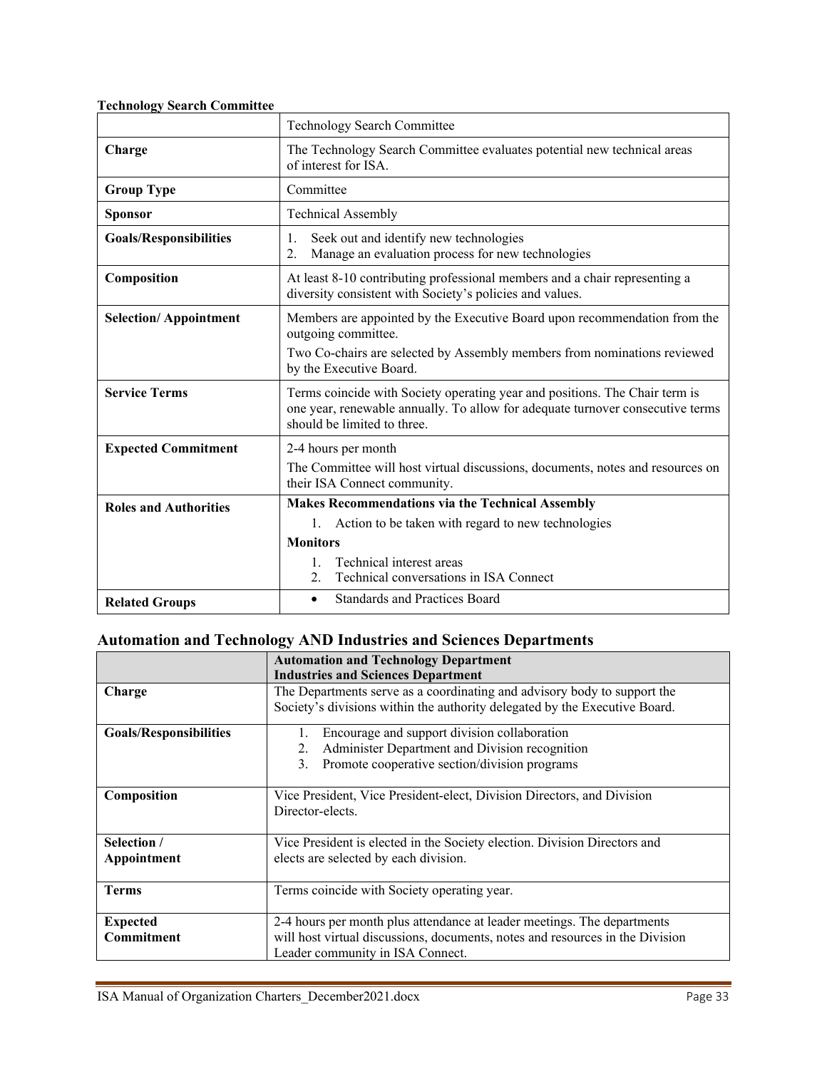**Technology Search Committee**

| | Technology Search Committee |
|---|---|
| **Charge** | The Technology Search Committee evaluates potential new technical areas of interest for ISA. |
| **Group Type** | Committee |
| **Sponsor** | Technical Assembly |
| **Goals/Responsibilities** | 1. Seek out and identify new technologies<br>2. Manage an evaluation process for new technologies |
| **Composition** | At least 8-10 contributing professional members and a chair representing a diversity consistent with Society's policies and values. |
| **Selection/ Appointment** | Members are appointed by the Executive Board upon recommendation from the outgoing committee.<br>Two Co-chairs are selected by Assembly members from nominations reviewed by the Executive Board. |
| **Service Terms** | Terms coincide with Society operating year and positions. The Chair term is one year, renewable annually. To allow for adequate turnover consecutive terms should be limited to three. |
| **Expected Commitment** | 2-4 hours per month<br>The Committee will host virtual discussions, documents, notes and resources on their ISA Connect community. |
| **Roles and Authorities** | **Makes Recommendations via the Technical Assembly**<br>1. Action to be taken with regard to new technologies<br>**Monitors**<br>1. Technical interest areas<br>2. Technical conversations in ISA Connect |
| **Related Groups** | • Standards and Practices Board |

## Automation and Technology AND Industries and Sciences Departments

| | **Automation and Technology Department**<br>**Industries and Sciences Department** |
|---|---|
| **Charge** | The Departments serve as a coordinating and advisory body to support the Society's divisions within the authority delegated by the Executive Board. |
| **Goals/Responsibilities** | 1. Encourage and support division collaboration<br>2. Administer Department and Division recognition<br>3. Promote cooperative section/division programs |
| **Composition** | Vice President, Vice President-elect, Division Directors, and Division Director-elects. |
| **Selection / Appointment** | Vice President is elected in the Society election. Division Directors and elects are selected by each division. |
| **Terms** | Terms coincide with Society operating year. |
| **Expected Commitment** | 2-4 hours per month plus attendance at leader meetings. The departments will host virtual discussions, documents, notes and resources in the Division Leader community in ISA Connect. |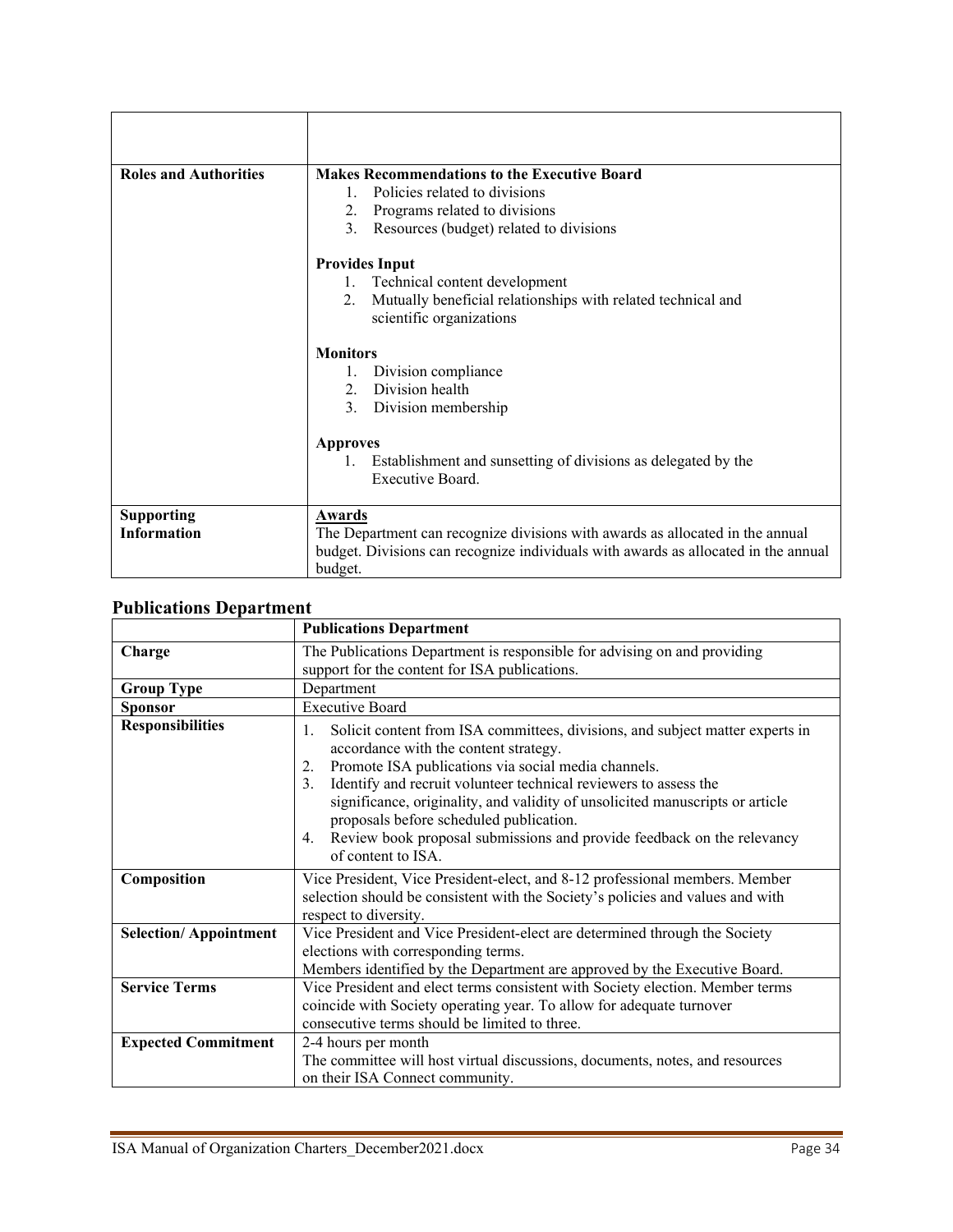| | |
|---|---|
| **Roles and Authorities** | **Makes Recommendations to the Executive Board**<br>1. Policies related to divisions<br>2. Programs related to divisions<br>3. Resources (budget) related to divisions<br><br>**Provides Input**<br>1. Technical content development<br>2. Mutually beneficial relationships with related technical and scientific organizations<br><br>**Monitors**<br>1. Division compliance<br>2. Division health<br>3. Division membership<br><br>**Approves**<br>1. Establishment and sunsetting of divisions as delegated by the Executive Board. |
| **Supporting Information** | **Awards**<br>The Department can recognize divisions with awards as allocated in the annual budget. Divisions can recognize individuals with awards as allocated in the annual budget. |

## Publications Department

| | **Publications Department** |
|---|---|
| **Charge** | The Publications Department is responsible for advising on and providing support for the content for ISA publications. |
| **Group Type** | Department |
| **Sponsor** | Executive Board |
| **Responsibilities** | 1. Solicit content from ISA committees, divisions, and subject matter experts in accordance with the content strategy.<br>2. Promote ISA publications via social media channels.<br>3. Identify and recruit volunteer technical reviewers to assess the significance, originality, and validity of unsolicited manuscripts or article proposals before scheduled publication.<br>4. Review book proposal submissions and provide feedback on the relevancy of content to ISA. |
| **Composition** | Vice President, Vice President-elect, and 8-12 professional members. Member selection should be consistent with the Society's policies and values and with respect to diversity. |
| **Selection/ Appointment** | Vice President and Vice President-elect are determined through the Society elections with corresponding terms.<br>Members identified by the Department are approved by the Executive Board. |
| **Service Terms** | Vice President and elect terms consistent with Society election. Member terms coincide with Society operating year. To allow for adequate turnover consecutive terms should be limited to three. |
| **Expected Commitment** | 2-4 hours per month<br>The committee will host virtual discussions, documents, notes, and resources on their ISA Connect community. |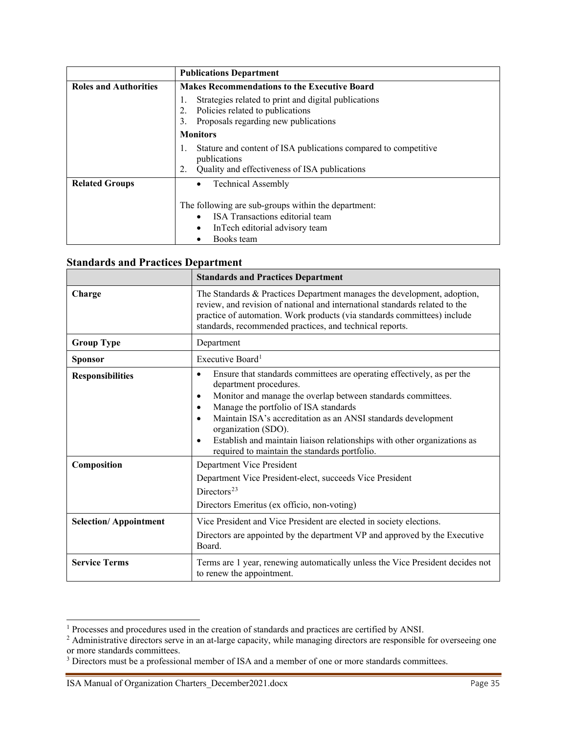| | Publications Department |
|---|---|
| **Roles and Authorities** | **Makes Recommendations to the Executive Board**<br>1. Strategies related to print and digital publications<br>2. Policies related to publications<br>3. Proposals regarding new publications<br>**Monitors**<br>1. Stature and content of ISA publications compared to competitive publications<br>2. Quality and effectiveness of ISA publications |
| **Related Groups** | • Technical Assembly<br><br>The following are sub-groups within the department:<br>• ISA Transactions editorial team<br>• InTech editorial advisory team<br>• Books team |

## Standards and Practices Department

| | Standards and Practices Department |
|---|---|
| **Charge** | The Standards & Practices Department manages the development, adoption, review, and revision of national and international standards related to the practice of automation. Work products (via standards committees) include standards, recommended practices, and technical reports. |
| **Group Type** | Department |
| **Sponsor** | Executive Board[1] |
| **Responsibilities** | • Ensure that standards committees are operating effectively, as per the department procedures.<br>• Monitor and manage the overlap between standards committees.<br>• Manage the portfolio of ISA standards<br>• Maintain ISA's accreditation as an ANSI standards development organization (SDO).<br>• Establish and maintain liaison relationships with other organizations as required to maintain the standards portfolio. |
| **Composition** | Department Vice President<br>Department Vice President-elect, succeeds Vice President<br>Directors[2,3]<br>Directors Emeritus (ex officio, non-voting) |
| **Selection/ Appointment** | Vice President and Vice President are elected in society elections.<br>Directors are appointed by the department VP and approved by the Executive Board. |
| **Service Terms** | Terms are 1 year, renewing automatically unless the Vice President decides not to renew the appointment. |

[1] Processes and procedures used in the creation of standards and practices are certified by ANSI.

[2] Administrative directors serve in an at-large capacity, while managing directors are responsible for overseeing one or more standards committees.

[3] Directors must be a professional member of ISA and a member of one or more standards committees.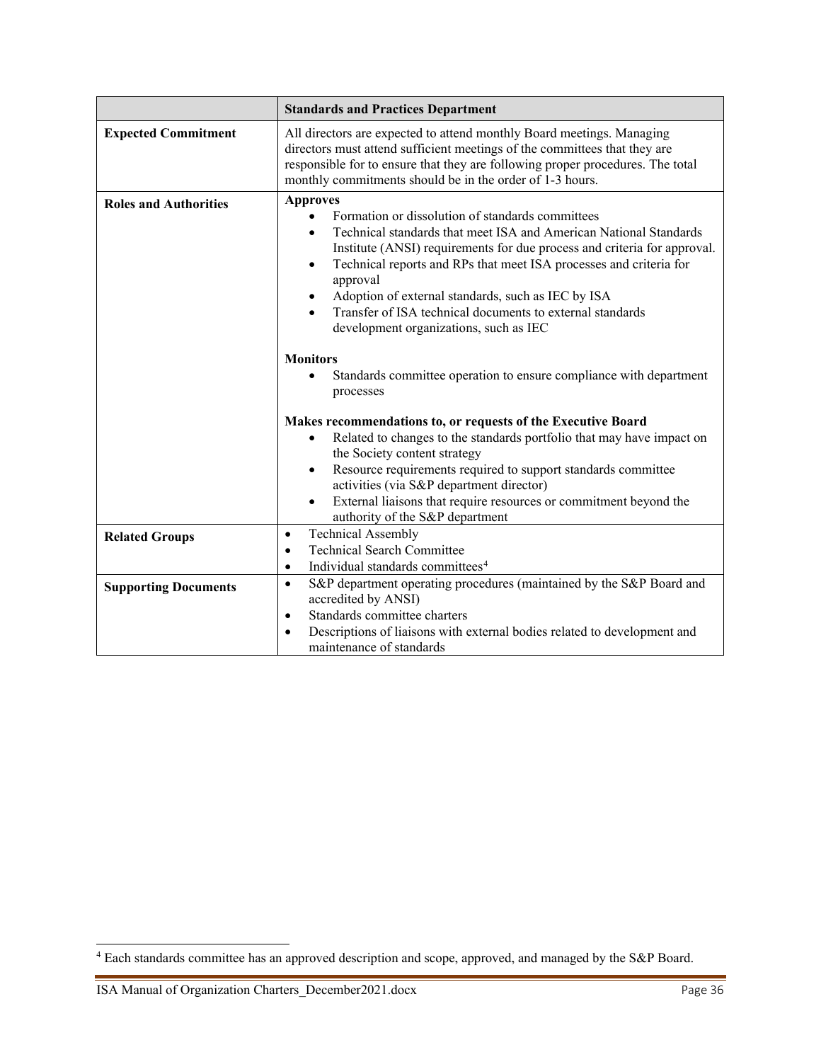| | Standards and Practices Department |
|---|---|
| **Expected Commitment** | All directors are expected to attend monthly Board meetings. Managing directors must attend sufficient meetings of the committees that they are responsible for to ensure that they are following proper procedures. The total monthly commitments should be in the order of 1-3 hours. |
| **Roles and Authorities** | **Approves**<br>• Formation or dissolution of standards committees<br>• Technical standards that meet ISA and American National Standards Institute (ANSI) requirements for due process and criteria for approval.<br>• Technical reports and RPs that meet ISA processes and criteria for approval<br>• Adoption of external standards, such as IEC by ISA<br>• Transfer of ISA technical documents to external standards development organizations, such as IEC<br><br>**Monitors**<br>• Standards committee operation to ensure compliance with department processes<br><br>**Makes recommendations to, or requests of the Executive Board**<br>• Related to changes to the standards portfolio that may have impact on the Society content strategy<br>• Resource requirements required to support standards committee activities (via S&P department director)<br>• External liaisons that require resources or commitment beyond the authority of the S&P department |
| **Related Groups** | • Technical Assembly<br>• Technical Search Committee<br>• Individual standards committees[4] |
| **Supporting Documents** | • S&P department operating procedures (maintained by the S&P Board and accredited by ANSI)<br>• Standards committee charters<br>• Descriptions of liaisons with external bodies related to development and maintenance of standards |

[4] Each standards committee has an approved description and scope, approved, and managed by the S&P Board.